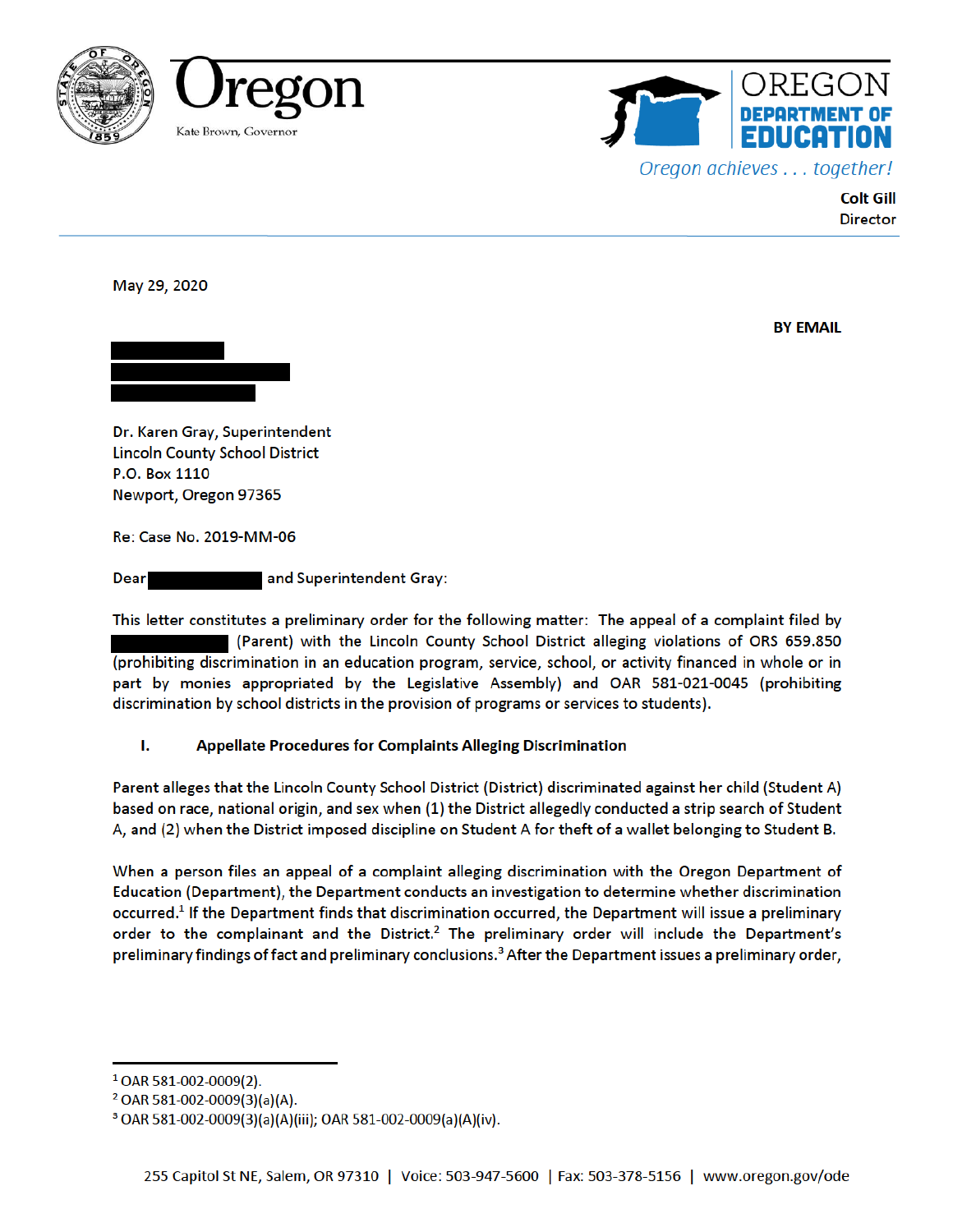Oregon

Kate Brown, Governor

OREGON DEPARTMENT OF EDUCATION

*Oregon achieves . . . together!*

**Colt Gill**
Director

May 29, 2020

**BY EMAIL**

Dr. Karen Gray, Superintendent
Lincoln County School District
P.O. Box 1110
Newport, Oregon 97365

Re: Case No. 2019-MM-06

Dear [REDACTED] and Superintendent Gray:

This letter constitutes a preliminary order for the following matter: The appeal of a complaint filed by [REDACTED] (Parent) with the Lincoln County School District alleging violations of ORS 659.850 (prohibiting discrimination in an education program, service, school, or activity financed in whole or in part by monies appropriated by the Legislative Assembly) and OAR 581-021-0045 (prohibiting discrimination by school districts in the provision of programs or services to students).

## I. Appellate Procedures for Complaints Alleging Discrimination

Parent alleges that the Lincoln County School District (District) discriminated against her child (Student A) based on race, national origin, and sex when (1) the District allegedly conducted a strip search of Student A, and (2) when the District imposed discipline on Student A for theft of a wallet belonging to Student B.

When a person files an appeal of a complaint alleging discrimination with the Oregon Department of Education (Department), the Department conducts an investigation to determine whether discrimination occurred.[1] If the Department finds that discrimination occurred, the Department will issue a preliminary order to the complainant and the District.[2] The preliminary order will include the Department's preliminary findings of fact and preliminary conclusions.[3] After the Department issues a preliminary order,

---

[1] OAR 581-002-0009(2).

[2] OAR 581-002-0009(3)(a)(A).

[3] OAR 581-002-0009(3)(a)(A)(iii); OAR 581-002-0009(a)(A)(iv).

255 Capitol St NE, Salem, OR 97310 | Voice: 503-947-5600 | Fax: 503-378-5156 | www.oregon.gov/ode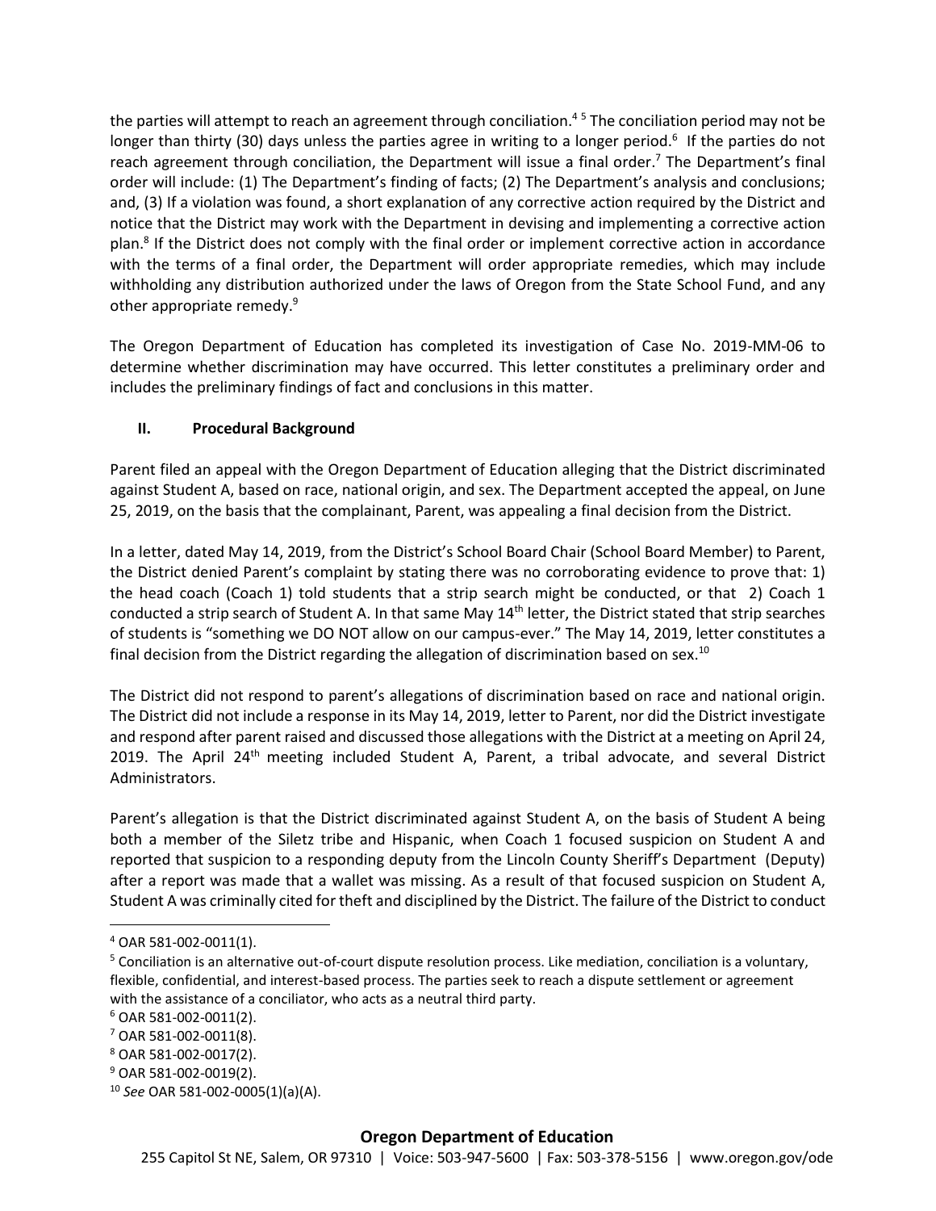the parties will attempt to reach an agreement through conciliation.[4] [5] The conciliation period may not be longer than thirty (30) days unless the parties agree in writing to a longer period.[6] If the parties do not reach agreement through conciliation, the Department will issue a final order.[7] The Department's final order will include: (1) The Department's finding of facts; (2) The Department's analysis and conclusions; and, (3) If a violation was found, a short explanation of any corrective action required by the District and notice that the District may work with the Department in devising and implementing a corrective action plan.[8] If the District does not comply with the final order or implement corrective action in accordance with the terms of a final order, the Department will order appropriate remedies, which may include withholding any distribution authorized under the laws of Oregon from the State School Fund, and any other appropriate remedy.[9]

The Oregon Department of Education has completed its investigation of Case No. 2019-MM-06 to determine whether discrimination may have occurred. This letter constitutes a preliminary order and includes the preliminary findings of fact and conclusions in this matter.

## II. Procedural Background

Parent filed an appeal with the Oregon Department of Education alleging that the District discriminated against Student A, based on race, national origin, and sex. The Department accepted the appeal, on June 25, 2019, on the basis that the complainant, Parent, was appealing a final decision from the District.

In a letter, dated May 14, 2019, from the District's School Board Chair (School Board Member) to Parent, the District denied Parent's complaint by stating there was no corroborating evidence to prove that: 1) the head coach (Coach 1) told students that a strip search might be conducted, or that 2) Coach 1 conducted a strip search of Student A. In that same May 14th letter, the District stated that strip searches of students is "something we DO NOT allow on our campus-ever." The May 14, 2019, letter constitutes a final decision from the District regarding the allegation of discrimination based on sex.[10]

The District did not respond to parent's allegations of discrimination based on race and national origin. The District did not include a response in its May 14, 2019, letter to Parent, nor did the District investigate and respond after parent raised and discussed those allegations with the District at a meeting on April 24, 2019. The April 24th meeting included Student A, Parent, a tribal advocate, and several District Administrators.

Parent's allegation is that the District discriminated against Student A, on the basis of Student A being both a member of the Siletz tribe and Hispanic, when Coach 1 focused suspicion on Student A and reported that suspicion to a responding deputy from the Lincoln County Sheriff's Department (Deputy) after a report was made that a wallet was missing. As a result of that focused suspicion on Student A, Student A was criminally cited for theft and disciplined by the District. The failure of the District to conduct

[4] OAR 581-002-0011(1).

[5] Conciliation is an alternative out-of-court dispute resolution process. Like mediation, conciliation is a voluntary, flexible, confidential, and interest-based process. The parties seek to reach a dispute settlement or agreement with the assistance of a conciliator, who acts as a neutral third party.

[6] OAR 581-002-0011(2).

[7] OAR 581-002-0011(8).

[8] OAR 581-002-0017(2).

[9] OAR 581-002-0019(2).

[10] *See* OAR 581-002-0005(1)(a)(A).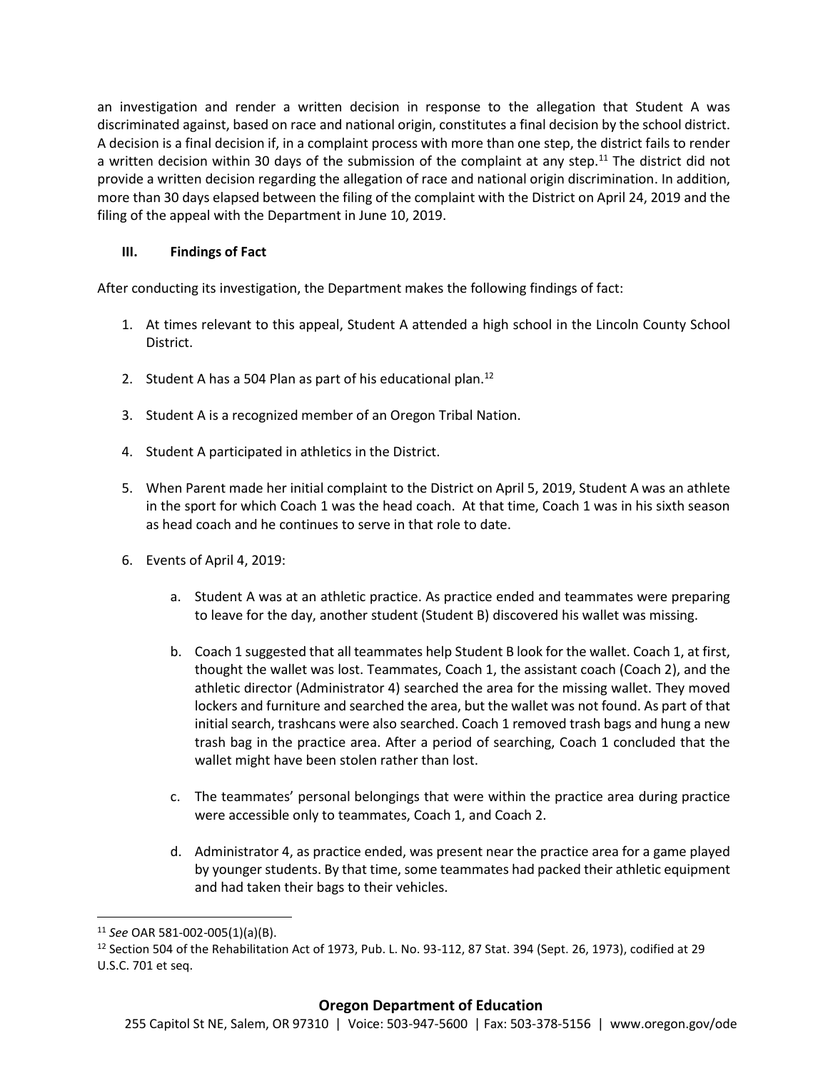an investigation and render a written decision in response to the allegation that Student A was discriminated against, based on race and national origin, constitutes a final decision by the school district. A decision is a final decision if, in a complaint process with more than one step, the district fails to render a written decision within 30 days of the submission of the complaint at any step.[11] The district did not provide a written decision regarding the allegation of race and national origin discrimination. In addition, more than 30 days elapsed between the filing of the complaint with the District on April 24, 2019 and the filing of the appeal with the Department in June 10, 2019.

### III. Findings of Fact

After conducting its investigation, the Department makes the following findings of fact:

1. At times relevant to this appeal, Student A attended a high school in the Lincoln County School District.

2. Student A has a 504 Plan as part of his educational plan.[12]

3. Student A is a recognized member of an Oregon Tribal Nation.

4. Student A participated in athletics in the District.

5. When Parent made her initial complaint to the District on April 5, 2019, Student A was an athlete in the sport for which Coach 1 was the head coach. At that time, Coach 1 was in his sixth season as head coach and he continues to serve in that role to date.

6. Events of April 4, 2019:

   a. Student A was at an athletic practice. As practice ended and teammates were preparing to leave for the day, another student (Student B) discovered his wallet was missing.

   b. Coach 1 suggested that all teammates help Student B look for the wallet. Coach 1, at first, thought the wallet was lost. Teammates, Coach 1, the assistant coach (Coach 2), and the athletic director (Administrator 4) searched the area for the missing wallet. They moved lockers and furniture and searched the area, but the wallet was not found. As part of that initial search, trashcans were also searched. Coach 1 removed trash bags and hung a new trash bag in the practice area. After a period of searching, Coach 1 concluded that the wallet might have been stolen rather than lost.

   c. The teammates' personal belongings that were within the practice area during practice were accessible only to teammates, Coach 1, and Coach 2.

   d. Administrator 4, as practice ended, was present near the practice area for a game played by younger students. By that time, some teammates had packed their athletic equipment and had taken their bags to their vehicles.

---

[11] *See* OAR 581-002-005(1)(a)(B).

[12] Section 504 of the Rehabilitation Act of 1973, Pub. L. No. 93-112, 87 Stat. 394 (Sept. 26, 1973), codified at 29 U.S.C. 701 et seq.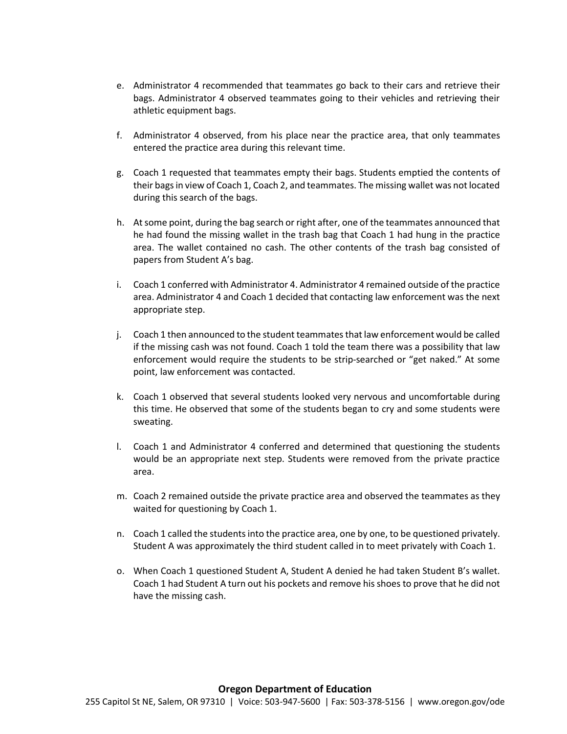e. Administrator 4 recommended that teammates go back to their cars and retrieve their bags. Administrator 4 observed teammates going to their vehicles and retrieving their athletic equipment bags.

f. Administrator 4 observed, from his place near the practice area, that only teammates entered the practice area during this relevant time.

g. Coach 1 requested that teammates empty their bags. Students emptied the contents of their bags in view of Coach 1, Coach 2, and teammates. The missing wallet was not located during this search of the bags.

h. At some point, during the bag search or right after, one of the teammates announced that he had found the missing wallet in the trash bag that Coach 1 had hung in the practice area. The wallet contained no cash. The other contents of the trash bag consisted of papers from Student A's bag.

i. Coach 1 conferred with Administrator 4. Administrator 4 remained outside of the practice area. Administrator 4 and Coach 1 decided that contacting law enforcement was the next appropriate step.

j. Coach 1 then announced to the student teammates that law enforcement would be called if the missing cash was not found. Coach 1 told the team there was a possibility that law enforcement would require the students to be strip-searched or "get naked." At some point, law enforcement was contacted.

k. Coach 1 observed that several students looked very nervous and uncomfortable during this time. He observed that some of the students began to cry and some students were sweating.

l. Coach 1 and Administrator 4 conferred and determined that questioning the students would be an appropriate next step. Students were removed from the private practice area.

m. Coach 2 remained outside the private practice area and observed the teammates as they waited for questioning by Coach 1.

n. Coach 1 called the students into the practice area, one by one, to be questioned privately. Student A was approximately the third student called in to meet privately with Coach 1.

o. When Coach 1 questioned Student A, Student A denied he had taken Student B's wallet. Coach 1 had Student A turn out his pockets and remove his shoes to prove that he did not have the missing cash.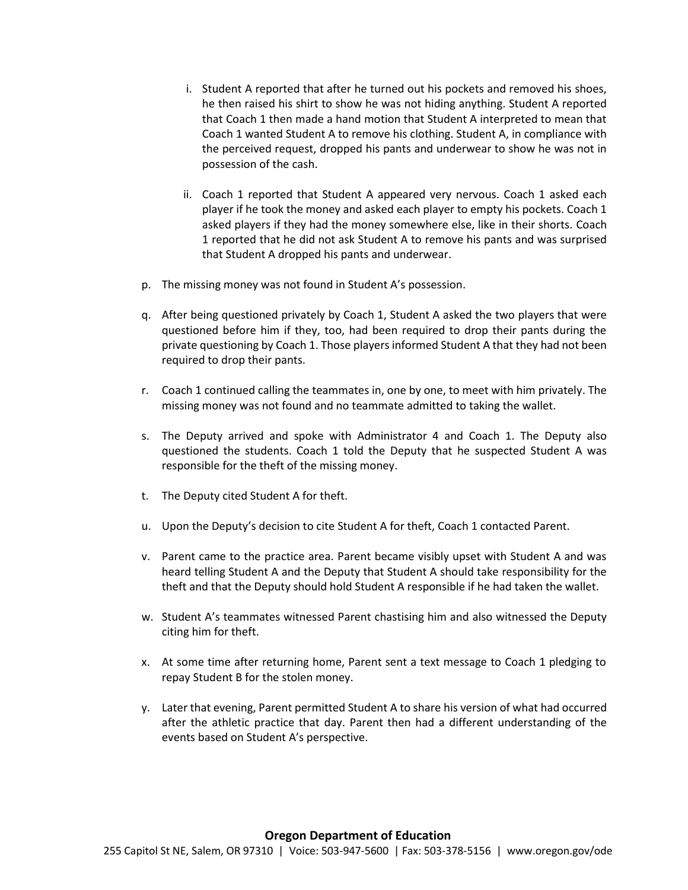i. Student A reported that after he turned out his pockets and removed his shoes, he then raised his shirt to show he was not hiding anything. Student A reported that Coach 1 then made a hand motion that Student A interpreted to mean that Coach 1 wanted Student A to remove his clothing. Student A, in compliance with the perceived request, dropped his pants and underwear to show he was not in possession of the cash.

ii. Coach 1 reported that Student A appeared very nervous. Coach 1 asked each player if he took the money and asked each player to empty his pockets. Coach 1 asked players if they had the money somewhere else, like in their shorts. Coach 1 reported that he did not ask Student A to remove his pants and was surprised that Student A dropped his pants and underwear.

p. The missing money was not found in Student A's possession.

q. After being questioned privately by Coach 1, Student A asked the two players that were questioned before him if they, too, had been required to drop their pants during the private questioning by Coach 1. Those players informed Student A that they had not been required to drop their pants.

r. Coach 1 continued calling the teammates in, one by one, to meet with him privately. The missing money was not found and no teammate admitted to taking the wallet.

s. The Deputy arrived and spoke with Administrator 4 and Coach 1. The Deputy also questioned the students. Coach 1 told the Deputy that he suspected Student A was responsible for the theft of the missing money.

t. The Deputy cited Student A for theft.

u. Upon the Deputy's decision to cite Student A for theft, Coach 1 contacted Parent.

v. Parent came to the practice area. Parent became visibly upset with Student A and was heard telling Student A and the Deputy that Student A should take responsibility for the theft and that the Deputy should hold Student A responsible if he had taken the wallet.

w. Student A's teammates witnessed Parent chastising him and also witnessed the Deputy citing him for theft.

x. At some time after returning home, Parent sent a text message to Coach 1 pledging to repay Student B for the stolen money.

y. Later that evening, Parent permitted Student A to share his version of what had occurred after the athletic practice that day. Parent then had a different understanding of the events based on Student A's perspective.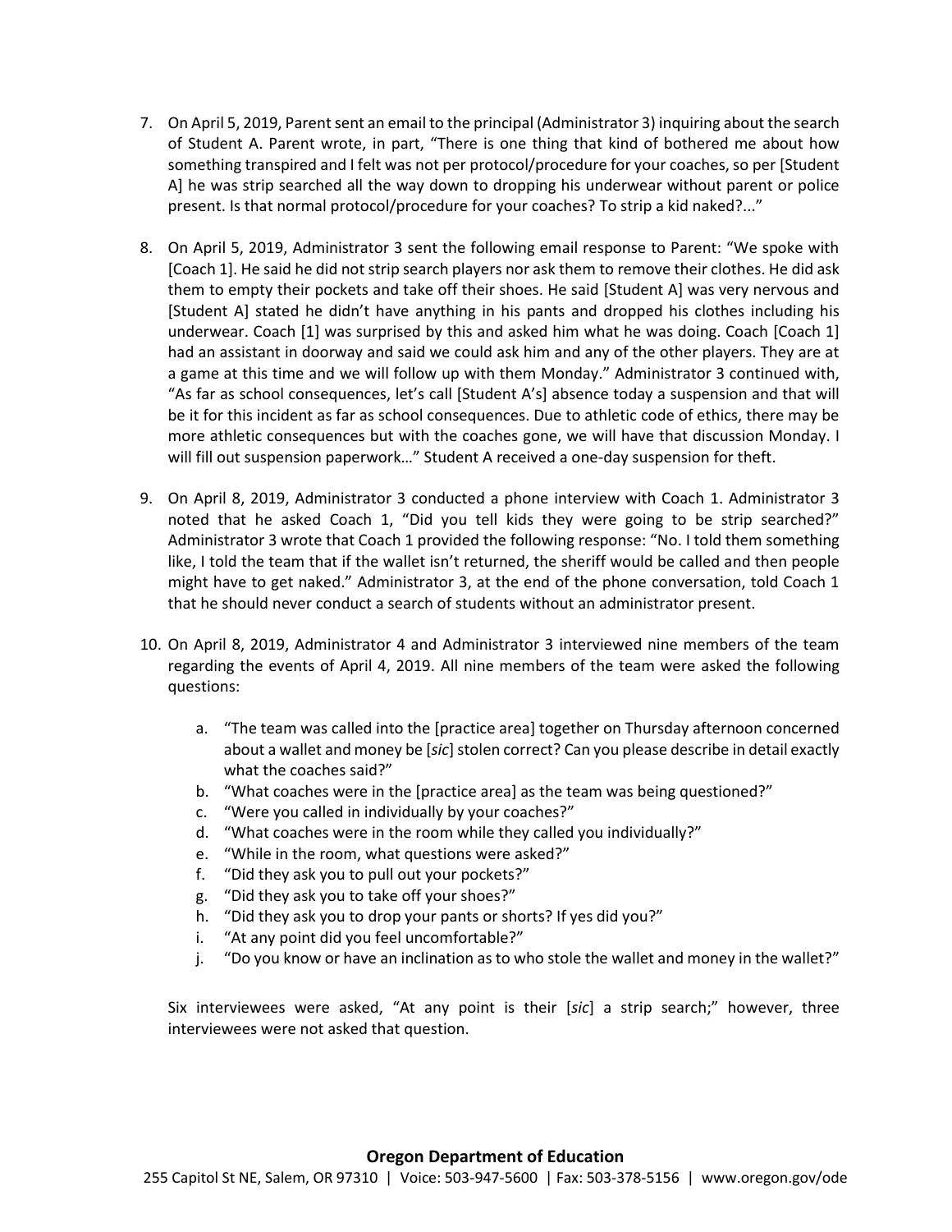7. On April 5, 2019, Parent sent an email to the principal (Administrator 3) inquiring about the search of Student A. Parent wrote, in part, "There is one thing that kind of bothered me about how something transpired and I felt was not per protocol/procedure for your coaches, so per [Student A] he was strip searched all the way down to dropping his underwear without parent or police present. Is that normal protocol/procedure for your coaches? To strip a kid naked?..."

8. On April 5, 2019, Administrator 3 sent the following email response to Parent: "We spoke with [Coach 1]. He said he did not strip search players nor ask them to remove their clothes. He did ask them to empty their pockets and take off their shoes. He said [Student A] was very nervous and [Student A] stated he didn't have anything in his pants and dropped his clothes including his underwear. Coach [1] was surprised by this and asked him what he was doing. Coach [Coach 1] had an assistant in doorway and said we could ask him and any of the other players. They are at a game at this time and we will follow up with them Monday." Administrator 3 continued with, "As far as school consequences, let's call [Student A's] absence today a suspension and that will be it for this incident as far as school consequences. Due to athletic code of ethics, there may be more athletic consequences but with the coaches gone, we will have that discussion Monday. I will fill out suspension paperwork…" Student A received a one-day suspension for theft.

9. On April 8, 2019, Administrator 3 conducted a phone interview with Coach 1. Administrator 3 noted that he asked Coach 1, "Did you tell kids they were going to be strip searched?" Administrator 3 wrote that Coach 1 provided the following response: "No. I told them something like, I told the team that if the wallet isn't returned, the sheriff would be called and then people might have to get naked." Administrator 3, at the end of the phone conversation, told Coach 1 that he should never conduct a search of students without an administrator present.

10. On April 8, 2019, Administrator 4 and Administrator 3 interviewed nine members of the team regarding the events of April 4, 2019. All nine members of the team were asked the following questions:

    a. "The team was called into the [practice area] together on Thursday afternoon concerned about a wallet and money be [*sic*] stolen correct? Can you please describe in detail exactly what the coaches said?"
    b. "What coaches were in the [practice area] as the team was being questioned?"
    c. "Were you called in individually by your coaches?"
    d. "What coaches were in the room while they called you individually?"
    e. "While in the room, what questions were asked?"
    f. "Did they ask you to pull out your pockets?"
    g. "Did they ask you to take off your shoes?"
    h. "Did they ask you to drop your pants or shorts? If yes did you?"
    i. "At any point did you feel uncomfortable?"
    j. "Do you know or have an inclination as to who stole the wallet and money in the wallet?"

    Six interviewees were asked, "At any point is their [*sic*] a strip search;" however, three interviewees were not asked that question.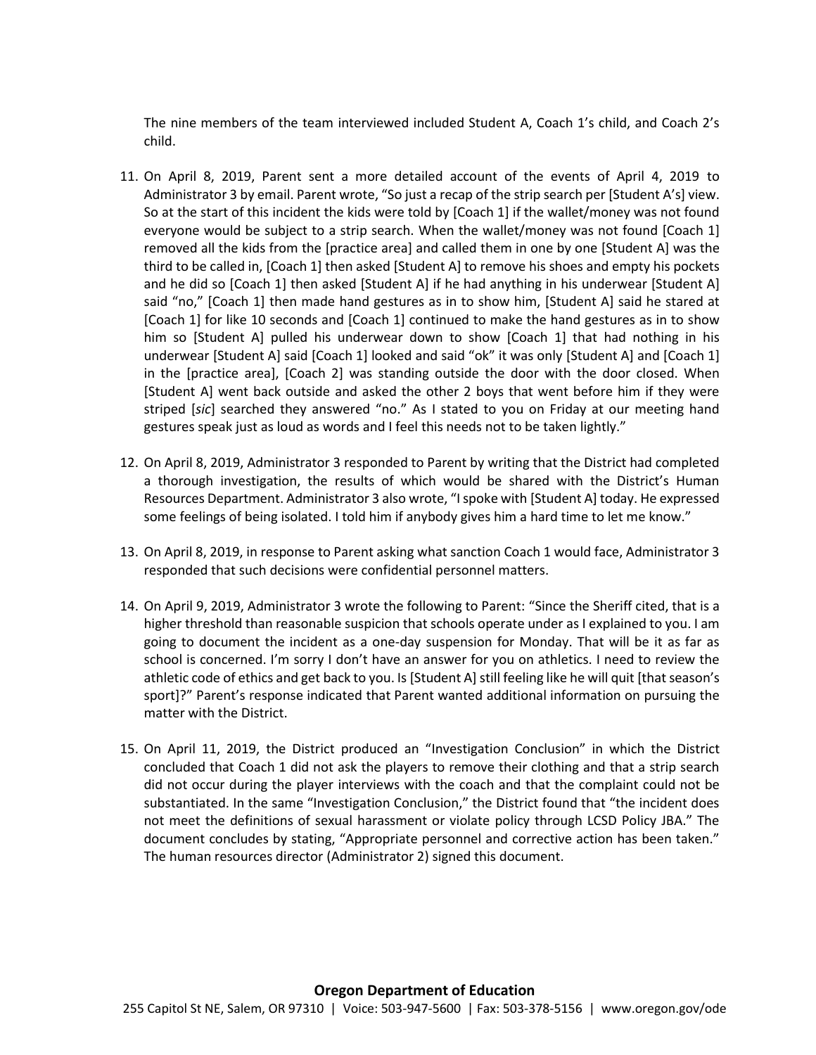The nine members of the team interviewed included Student A, Coach 1's child, and Coach 2's child.

11. On April 8, 2019, Parent sent a more detailed account of the events of April 4, 2019 to Administrator 3 by email. Parent wrote, "So just a recap of the strip search per [Student A's] view. So at the start of this incident the kids were told by [Coach 1] if the wallet/money was not found everyone would be subject to a strip search. When the wallet/money was not found [Coach 1] removed all the kids from the [practice area] and called them in one by one [Student A] was the third to be called in, [Coach 1] then asked [Student A] to remove his shoes and empty his pockets and he did so [Coach 1] then asked [Student A] if he had anything in his underwear [Student A] said "no," [Coach 1] then made hand gestures as in to show him, [Student A] said he stared at [Coach 1] for like 10 seconds and [Coach 1] continued to make the hand gestures as in to show him so [Student A] pulled his underwear down to show [Coach 1] that had nothing in his underwear [Student A] said [Coach 1] looked and said "ok" it was only [Student A] and [Coach 1] in the [practice area], [Coach 2] was standing outside the door with the door closed. When [Student A] went back outside and asked the other 2 boys that went before him if they were striped [*sic*] searched they answered "no." As I stated to you on Friday at our meeting hand gestures speak just as loud as words and I feel this needs not to be taken lightly."

12. On April 8, 2019, Administrator 3 responded to Parent by writing that the District had completed a thorough investigation, the results of which would be shared with the District's Human Resources Department. Administrator 3 also wrote, "I spoke with [Student A] today. He expressed some feelings of being isolated. I told him if anybody gives him a hard time to let me know."

13. On April 8, 2019, in response to Parent asking what sanction Coach 1 would face, Administrator 3 responded that such decisions were confidential personnel matters.

14. On April 9, 2019, Administrator 3 wrote the following to Parent: "Since the Sheriff cited, that is a higher threshold than reasonable suspicion that schools operate under as I explained to you. I am going to document the incident as a one-day suspension for Monday. That will be it as far as school is concerned. I'm sorry I don't have an answer for you on athletics. I need to review the athletic code of ethics and get back to you. Is [Student A] still feeling like he will quit [that season's sport]?" Parent's response indicated that Parent wanted additional information on pursuing the matter with the District.

15. On April 11, 2019, the District produced an "Investigation Conclusion" in which the District concluded that Coach 1 did not ask the players to remove their clothing and that a strip search did not occur during the player interviews with the coach and that the complaint could not be substantiated. In the same "Investigation Conclusion," the District found that "the incident does not meet the definitions of sexual harassment or violate policy through LCSD Policy JBA." The document concludes by stating, "Appropriate personnel and corrective action has been taken." The human resources director (Administrator 2) signed this document.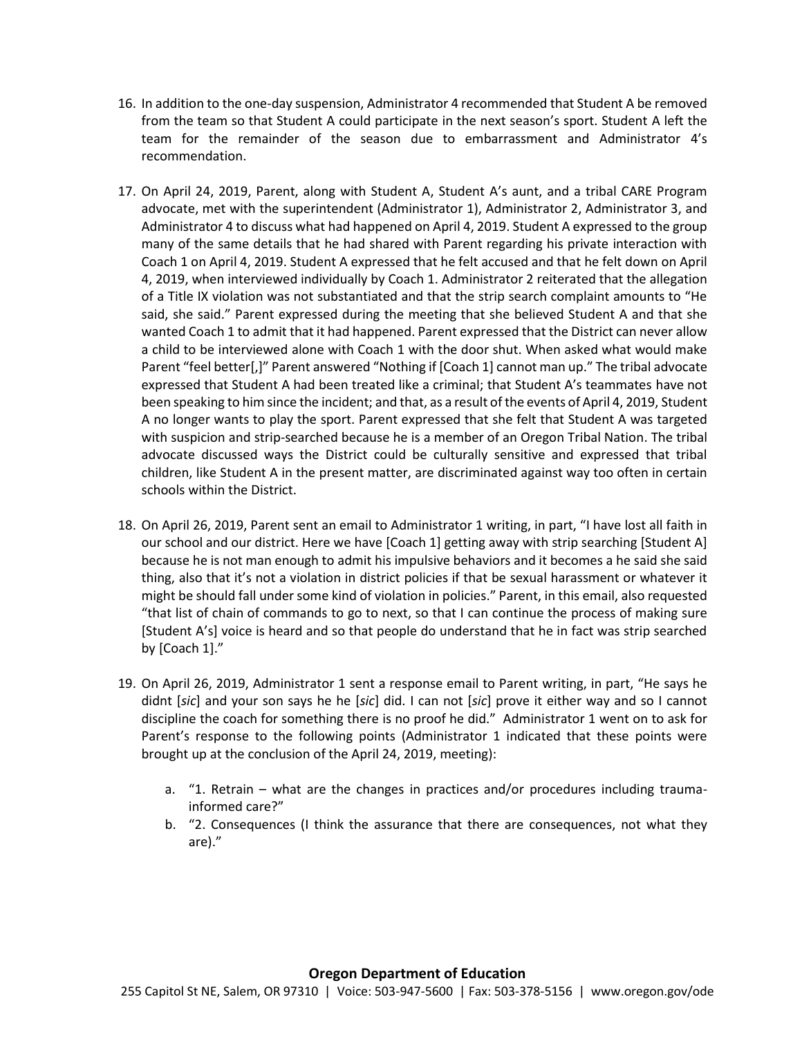16. In addition to the one-day suspension, Administrator 4 recommended that Student A be removed from the team so that Student A could participate in the next season's sport. Student A left the team for the remainder of the season due to embarrassment and Administrator 4's recommendation.

17. On April 24, 2019, Parent, along with Student A, Student A's aunt, and a tribal CARE Program advocate, met with the superintendent (Administrator 1), Administrator 2, Administrator 3, and Administrator 4 to discuss what had happened on April 4, 2019. Student A expressed to the group many of the same details that he had shared with Parent regarding his private interaction with Coach 1 on April 4, 2019. Student A expressed that he felt accused and that he felt down on April 4, 2019, when interviewed individually by Coach 1. Administrator 2 reiterated that the allegation of a Title IX violation was not substantiated and that the strip search complaint amounts to "He said, she said." Parent expressed during the meeting that she believed Student A and that she wanted Coach 1 to admit that it had happened. Parent expressed that the District can never allow a child to be interviewed alone with Coach 1 with the door shut. When asked what would make Parent "feel better[,]" Parent answered "Nothing if [Coach 1] cannot man up." The tribal advocate expressed that Student A had been treated like a criminal; that Student A's teammates have not been speaking to him since the incident; and that, as a result of the events of April 4, 2019, Student A no longer wants to play the sport. Parent expressed that she felt that Student A was targeted with suspicion and strip-searched because he is a member of an Oregon Tribal Nation. The tribal advocate discussed ways the District could be culturally sensitive and expressed that tribal children, like Student A in the present matter, are discriminated against way too often in certain schools within the District.

18. On April 26, 2019, Parent sent an email to Administrator 1 writing, in part, "I have lost all faith in our school and our district. Here we have [Coach 1] getting away with strip searching [Student A] because he is not man enough to admit his impulsive behaviors and it becomes a he said she said thing, also that it's not a violation in district policies if that be sexual harassment or whatever it might be should fall under some kind of violation in policies." Parent, in this email, also requested "that list of chain of commands to go to next, so that I can continue the process of making sure [Student A's] voice is heard and so that people do understand that he in fact was strip searched by [Coach 1]."

19. On April 26, 2019, Administrator 1 sent a response email to Parent writing, in part, "He says he didnt [*sic*] and your son says he he [*sic*] did. I can not [*sic*] prove it either way and so I cannot discipline the coach for something there is no proof he did." Administrator 1 went on to ask for Parent's response to the following points (Administrator 1 indicated that these points were brought up at the conclusion of the April 24, 2019, meeting):

    a. "1. Retrain – what are the changes in practices and/or procedures including trauma-informed care?"
    b. "2. Consequences (I think the assurance that there are consequences, not what they are)."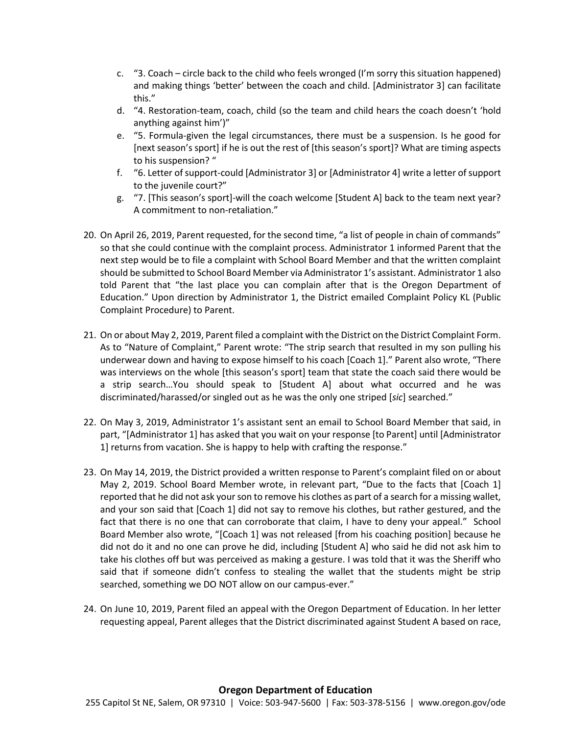c. "3. Coach – circle back to the child who feels wronged (I'm sorry this situation happened) and making things 'better' between the coach and child. [Administrator 3] can facilitate this."

d. "4. Restoration-team, coach, child (so the team and child hears the coach doesn't 'hold anything against him')"

e. "5. Formula-given the legal circumstances, there must be a suspension. Is he good for [next season's sport] if he is out the rest of [this season's sport]? What are timing aspects to his suspension? "

f. "6. Letter of support-could [Administrator 3] or [Administrator 4] write a letter of support to the juvenile court?"

g. "7. [This season's sport]-will the coach welcome [Student A] back to the team next year? A commitment to non-retaliation."

20. On April 26, 2019, Parent requested, for the second time, "a list of people in chain of commands" so that she could continue with the complaint process. Administrator 1 informed Parent that the next step would be to file a complaint with School Board Member and that the written complaint should be submitted to School Board Member via Administrator 1's assistant. Administrator 1 also told Parent that "the last place you can complain after that is the Oregon Department of Education." Upon direction by Administrator 1, the District emailed Complaint Policy KL (Public Complaint Procedure) to Parent.

21. On or about May 2, 2019, Parent filed a complaint with the District on the District Complaint Form. As to "Nature of Complaint," Parent wrote: "The strip search that resulted in my son pulling his underwear down and having to expose himself to his coach [Coach 1]." Parent also wrote, "There was interviews on the whole [this season's sport] team that state the coach said there would be a strip search…You should speak to [Student A] about what occurred and he was discriminated/harassed/or singled out as he was the only one striped [*sic*] searched."

22. On May 3, 2019, Administrator 1's assistant sent an email to School Board Member that said, in part, "[Administrator 1] has asked that you wait on your response [to Parent] until [Administrator 1] returns from vacation. She is happy to help with crafting the response."

23. On May 14, 2019, the District provided a written response to Parent's complaint filed on or about May 2, 2019. School Board Member wrote, in relevant part, "Due to the facts that [Coach 1] reported that he did not ask your son to remove his clothes as part of a search for a missing wallet, and your son said that [Coach 1] did not say to remove his clothes, but rather gestured, and the fact that there is no one that can corroborate that claim, I have to deny your appeal." School Board Member also wrote, "[Coach 1] was not released [from his coaching position] because he did not do it and no one can prove he did, including [Student A] who said he did not ask him to take his clothes off but was perceived as making a gesture. I was told that it was the Sheriff who said that if someone didn't confess to stealing the wallet that the students might be strip searched, something we DO NOT allow on our campus-ever."

24. On June 10, 2019, Parent filed an appeal with the Oregon Department of Education. In her letter requesting appeal, Parent alleges that the District discriminated against Student A based on race,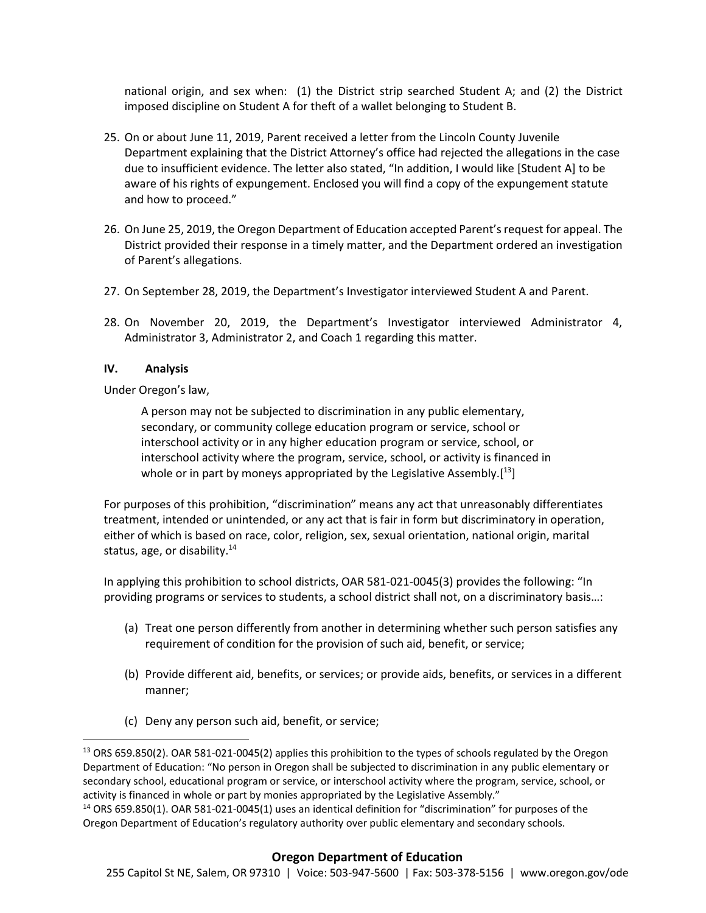national origin, and sex when: (1) the District strip searched Student A; and (2) the District imposed discipline on Student A for theft of a wallet belonging to Student B.

25. On or about June 11, 2019, Parent received a letter from the Lincoln County Juvenile Department explaining that the District Attorney's office had rejected the allegations in the case due to insufficient evidence. The letter also stated, "In addition, I would like [Student A] to be aware of his rights of expungement. Enclosed you will find a copy of the expungement statute and how to proceed."

26. On June 25, 2019, the Oregon Department of Education accepted Parent's request for appeal. The District provided their response in a timely matter, and the Department ordered an investigation of Parent's allegations.

27. On September 28, 2019, the Department's Investigator interviewed Student A and Parent.

28. On November 20, 2019, the Department's Investigator interviewed Administrator 4, Administrator 3, Administrator 2, and Coach 1 regarding this matter.

## IV. Analysis

Under Oregon's law,

> A person may not be subjected to discrimination in any public elementary, secondary, or community college education program or service, school or interschool activity or in any higher education program or service, school, or interschool activity where the program, service, school, or activity is financed in whole or in part by moneys appropriated by the Legislative Assembly.[13]

For purposes of this prohibition, "discrimination" means any act that unreasonably differentiates treatment, intended or unintended, or any act that is fair in form but discriminatory in operation, either of which is based on race, color, religion, sex, sexual orientation, national origin, marital status, age, or disability.[14]

In applying this prohibition to school districts, OAR 581-021-0045(3) provides the following: "In providing programs or services to students, a school district shall not, on a discriminatory basis…:

(a) Treat one person differently from another in determining whether such person satisfies any requirement of condition for the provision of such aid, benefit, or service;

(b) Provide different aid, benefits, or services; or provide aids, benefits, or services in a different manner;

(c) Deny any person such aid, benefit, or service;

---

[13] ORS 659.850(2). OAR 581-021-0045(2) applies this prohibition to the types of schools regulated by the Oregon Department of Education: "No person in Oregon shall be subjected to discrimination in any public elementary or secondary school, educational program or service, or interschool activity where the program, service, school, or activity is financed in whole or part by monies appropriated by the Legislative Assembly."

[14] ORS 659.850(1). OAR 581-021-0045(1) uses an identical definition for "discrimination" for purposes of the Oregon Department of Education's regulatory authority over public elementary and secondary schools.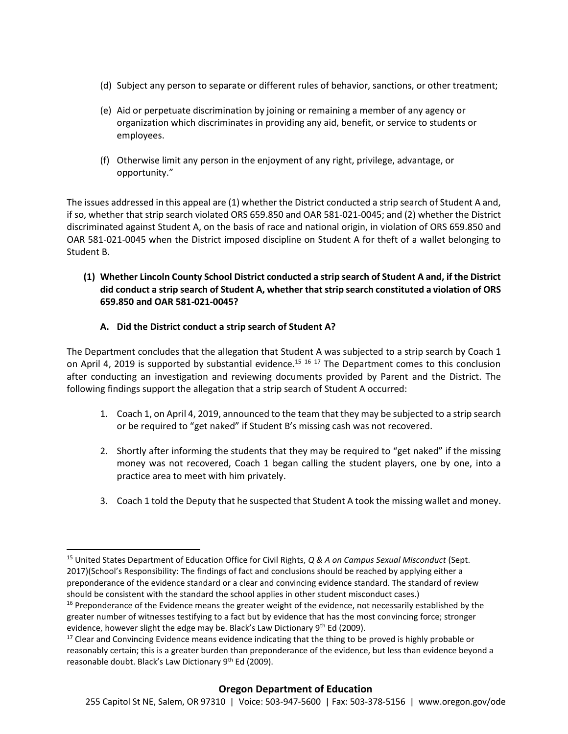(d) Subject any person to separate or different rules of behavior, sanctions, or other treatment;

(e) Aid or perpetuate discrimination by joining or remaining a member of any agency or organization which discriminates in providing any aid, benefit, or service to students or employees.

(f) Otherwise limit any person in the enjoyment of any right, privilege, advantage, or opportunity."

The issues addressed in this appeal are (1) whether the District conducted a strip search of Student A and, if so, whether that strip search violated ORS 659.850 and OAR 581-021-0045; and (2) whether the District discriminated against Student A, on the basis of race and national origin, in violation of ORS 659.850 and OAR 581-021-0045 when the District imposed discipline on Student A for theft of a wallet belonging to Student B.

**(1) Whether Lincoln County School District conducted a strip search of Student A and, if the District did conduct a strip search of Student A, whether that strip search constituted a violation of ORS 659.850 and OAR 581-021-0045?**

**A. Did the District conduct a strip search of Student A?**

The Department concludes that the allegation that Student A was subjected to a strip search by Coach 1 on April 4, 2019 is supported by substantial evidence.[15] [16] [17] The Department comes to this conclusion after conducting an investigation and reviewing documents provided by Parent and the District. The following findings support the allegation that a strip search of Student A occurred:

1. Coach 1, on April 4, 2019, announced to the team that they may be subjected to a strip search or be required to "get naked" if Student B's missing cash was not recovered.

2. Shortly after informing the students that they may be required to "get naked" if the missing money was not recovered, Coach 1 began calling the student players, one by one, into a practice area to meet with him privately.

3. Coach 1 told the Deputy that he suspected that Student A took the missing wallet and money.

---

[15] United States Department of Education Office for Civil Rights, *Q & A on Campus Sexual Misconduct* (Sept. 2017)(School's Responsibility: The findings of fact and conclusions should be reached by applying either a preponderance of the evidence standard or a clear and convincing evidence standard. The standard of review should be consistent with the standard the school applies in other student misconduct cases.)

[16] Preponderance of the Evidence means the greater weight of the evidence, not necessarily established by the greater number of witnesses testifying to a fact but by evidence that has the most convincing force; stronger evidence, however slight the edge may be. Black's Law Dictionary 9th Ed (2009).

[17] Clear and Convincing Evidence means evidence indicating that the thing to be proved is highly probable or reasonably certain; this is a greater burden than preponderance of the evidence, but less than evidence beyond a reasonable doubt. Black's Law Dictionary 9th Ed (2009).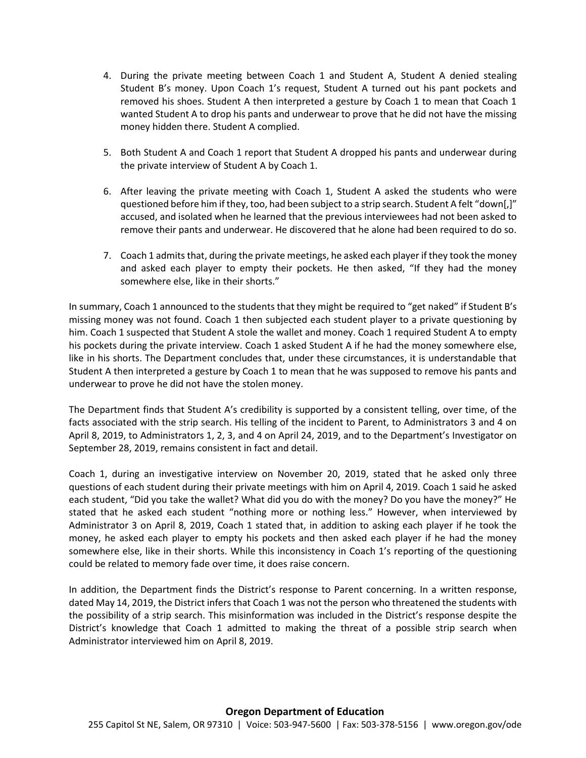4. During the private meeting between Coach 1 and Student A, Student A denied stealing Student B's money. Upon Coach 1's request, Student A turned out his pant pockets and removed his shoes. Student A then interpreted a gesture by Coach 1 to mean that Coach 1 wanted Student A to drop his pants and underwear to prove that he did not have the missing money hidden there. Student A complied.

5. Both Student A and Coach 1 report that Student A dropped his pants and underwear during the private interview of Student A by Coach 1.

6. After leaving the private meeting with Coach 1, Student A asked the students who were questioned before him if they, too, had been subject to a strip search. Student A felt "down[,]" accused, and isolated when he learned that the previous interviewees had not been asked to remove their pants and underwear. He discovered that he alone had been required to do so.

7. Coach 1 admits that, during the private meetings, he asked each player if they took the money and asked each player to empty their pockets. He then asked, "If they had the money somewhere else, like in their shorts."

In summary, Coach 1 announced to the students that they might be required to "get naked" if Student B's missing money was not found. Coach 1 then subjected each student player to a private questioning by him. Coach 1 suspected that Student A stole the wallet and money. Coach 1 required Student A to empty his pockets during the private interview. Coach 1 asked Student A if he had the money somewhere else, like in his shorts. The Department concludes that, under these circumstances, it is understandable that Student A then interpreted a gesture by Coach 1 to mean that he was supposed to remove his pants and underwear to prove he did not have the stolen money.

The Department finds that Student A's credibility is supported by a consistent telling, over time, of the facts associated with the strip search. His telling of the incident to Parent, to Administrators 3 and 4 on April 8, 2019, to Administrators 1, 2, 3, and 4 on April 24, 2019, and to the Department's Investigator on September 28, 2019, remains consistent in fact and detail.

Coach 1, during an investigative interview on November 20, 2019, stated that he asked only three questions of each student during their private meetings with him on April 4, 2019. Coach 1 said he asked each student, "Did you take the wallet? What did you do with the money? Do you have the money?" He stated that he asked each student "nothing more or nothing less." However, when interviewed by Administrator 3 on April 8, 2019, Coach 1 stated that, in addition to asking each player if he took the money, he asked each player to empty his pockets and then asked each player if he had the money somewhere else, like in their shorts. While this inconsistency in Coach 1's reporting of the questioning could be related to memory fade over time, it does raise concern.

In addition, the Department finds the District's response to Parent concerning. In a written response, dated May 14, 2019, the District infers that Coach 1 was not the person who threatened the students with the possibility of a strip search. This misinformation was included in the District's response despite the District's knowledge that Coach 1 admitted to making the threat of a possible strip search when Administrator interviewed him on April 8, 2019.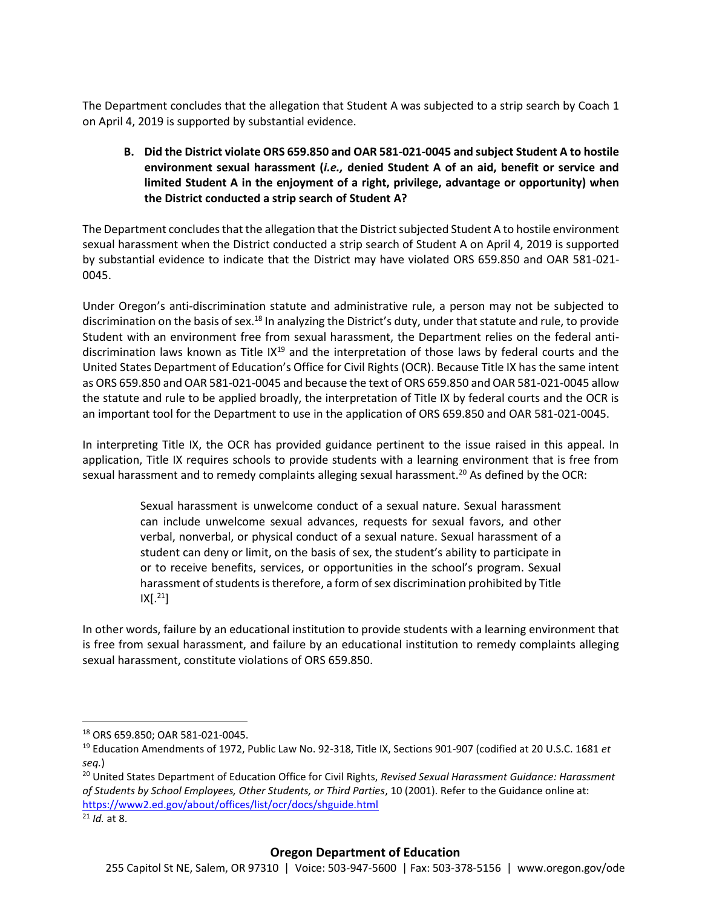The Department concludes that the allegation that Student A was subjected to a strip search by Coach 1 on April 4, 2019 is supported by substantial evidence.

**B. Did the District violate ORS 659.850 and OAR 581-021-0045 and subject Student A to hostile environment sexual harassment (*i.e.,* denied Student A of an aid, benefit or service and limited Student A in the enjoyment of a right, privilege, advantage or opportunity) when the District conducted a strip search of Student A?**

The Department concludes that the allegation that the District subjected Student A to hostile environment sexual harassment when the District conducted a strip search of Student A on April 4, 2019 is supported by substantial evidence to indicate that the District may have violated ORS 659.850 and OAR 581-021-0045.

Under Oregon's anti-discrimination statute and administrative rule, a person may not be subjected to discrimination on the basis of sex.[18] In analyzing the District's duty, under that statute and rule, to provide Student with an environment free from sexual harassment, the Department relies on the federal anti-discrimination laws known as Title IX[19] and the interpretation of those laws by federal courts and the United States Department of Education's Office for Civil Rights (OCR). Because Title IX has the same intent as ORS 659.850 and OAR 581-021-0045 and because the text of ORS 659.850 and OAR 581-021-0045 allow the statute and rule to be applied broadly, the interpretation of Title IX by federal courts and the OCR is an important tool for the Department to use in the application of ORS 659.850 and OAR 581-021-0045.

In interpreting Title IX, the OCR has provided guidance pertinent to the issue raised in this appeal. In application, Title IX requires schools to provide students with a learning environment that is free from sexual harassment and to remedy complaints alleging sexual harassment.[20] As defined by the OCR:

> Sexual harassment is unwelcome conduct of a sexual nature. Sexual harassment can include unwelcome sexual advances, requests for sexual favors, and other verbal, nonverbal, or physical conduct of a sexual nature. Sexual harassment of a student can deny or limit, on the basis of sex, the student's ability to participate in or to receive benefits, services, or opportunities in the school's program. Sexual harassment of students is therefore, a form of sex discrimination prohibited by Title IX[.[21]]

In other words, failure by an educational institution to provide students with a learning environment that is free from sexual harassment, and failure by an educational institution to remedy complaints alleging sexual harassment, constitute violations of ORS 659.850.

---

[18] ORS 659.850; OAR 581-021-0045.

[19] Education Amendments of 1972, Public Law No. 92-318, Title IX, Sections 901-907 (codified at 20 U.S.C. 1681 *et seq.*)

[20] United States Department of Education Office for Civil Rights, *Revised Sexual Harassment Guidance: Harassment of Students by School Employees, Other Students, or Third Parties*, 10 (2001). Refer to the Guidance online at: https://www2.ed.gov/about/offices/list/ocr/docs/shguide.html

[21] *Id.* at 8.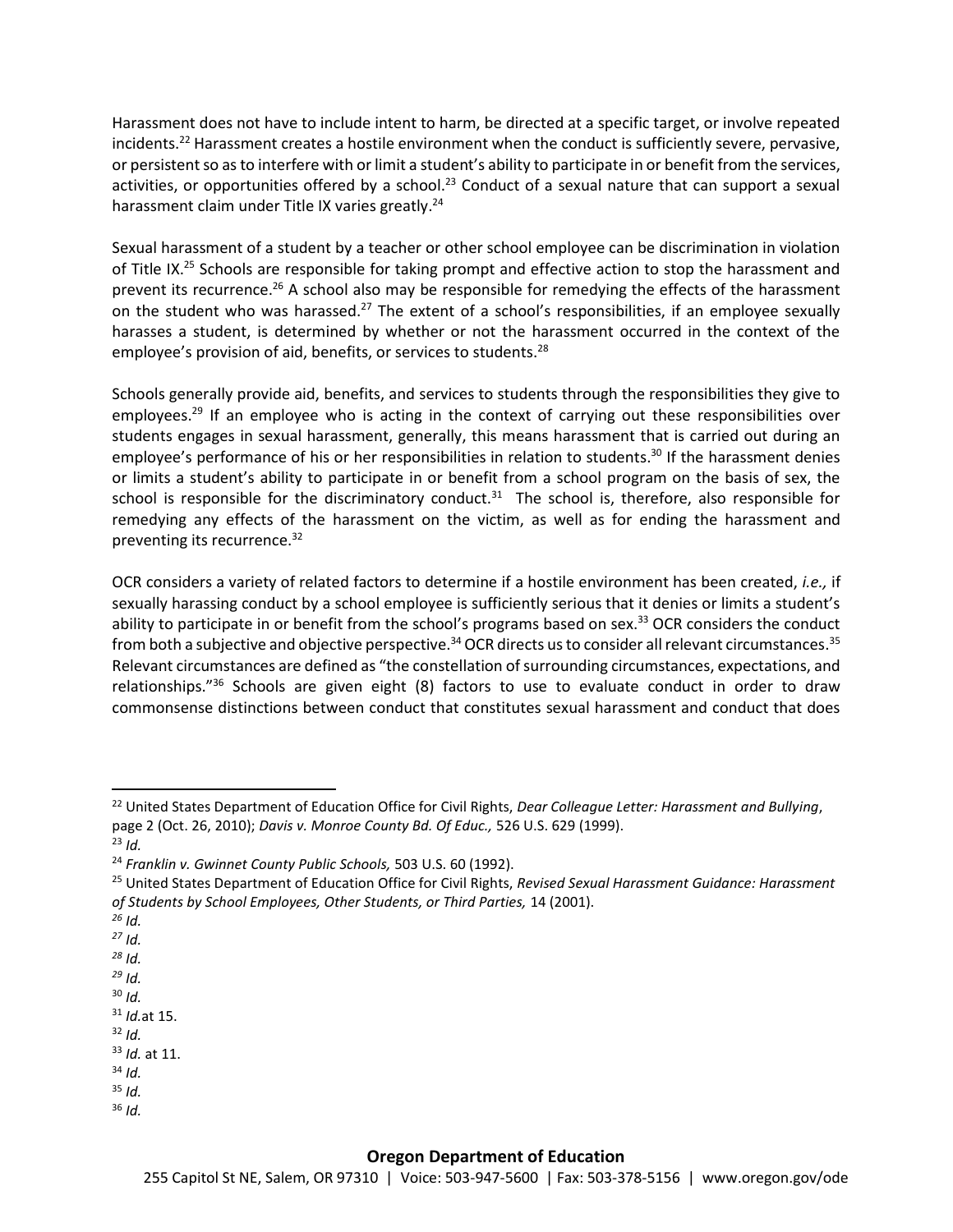Harassment does not have to include intent to harm, be directed at a specific target, or involve repeated incidents.[22] Harassment creates a hostile environment when the conduct is sufficiently severe, pervasive, or persistent so as to interfere with or limit a student's ability to participate in or benefit from the services, activities, or opportunities offered by a school.[23] Conduct of a sexual nature that can support a sexual harassment claim under Title IX varies greatly.[24]

Sexual harassment of a student by a teacher or other school employee can be discrimination in violation of Title IX.[25] Schools are responsible for taking prompt and effective action to stop the harassment and prevent its recurrence.[26] A school also may be responsible for remedying the effects of the harassment on the student who was harassed.[27] The extent of a school's responsibilities, if an employee sexually harasses a student, is determined by whether or not the harassment occurred in the context of the employee's provision of aid, benefits, or services to students.[28]

Schools generally provide aid, benefits, and services to students through the responsibilities they give to employees.[29] If an employee who is acting in the context of carrying out these responsibilities over students engages in sexual harassment, generally, this means harassment that is carried out during an employee's performance of his or her responsibilities in relation to students.[30] If the harassment denies or limits a student's ability to participate in or benefit from a school program on the basis of sex, the school is responsible for the discriminatory conduct.[31] The school is, therefore, also responsible for remedying any effects of the harassment on the victim, as well as for ending the harassment and preventing its recurrence.[32]

OCR considers a variety of related factors to determine if a hostile environment has been created, *i.e.,* if sexually harassing conduct by a school employee is sufficiently serious that it denies or limits a student's ability to participate in or benefit from the school's programs based on sex.[33] OCR considers the conduct from both a subjective and objective perspective.[34] OCR directs us to consider all relevant circumstances.[35] Relevant circumstances are defined as "the constellation of surrounding circumstances, expectations, and relationships."[36] Schools are given eight (8) factors to use to evaluate conduct in order to draw commonsense distinctions between conduct that constitutes sexual harassment and conduct that does

---

[22] United States Department of Education Office for Civil Rights, *Dear Colleague Letter: Harassment and Bullying*, page 2 (Oct. 26, 2010); *Davis v. Monroe County Bd. Of Educ.,* 526 U.S. 629 (1999).
[23] *Id.*
[24] *Franklin v. Gwinnet County Public Schools,* 503 U.S. 60 (1992).
[25] United States Department of Education Office for Civil Rights, *Revised Sexual Harassment Guidance: Harassment of Students by School Employees, Other Students, or Third Parties,* 14 (2001).
[26] *Id.*
[27] *Id.*
[28] *Id.*
[29] *Id.*
[30] *Id.*
[31] *Id.*at 15.
[32] *Id.*
[33] *Id.* at 11.
[34] *Id.*
[35] *Id.*
[36] *Id.*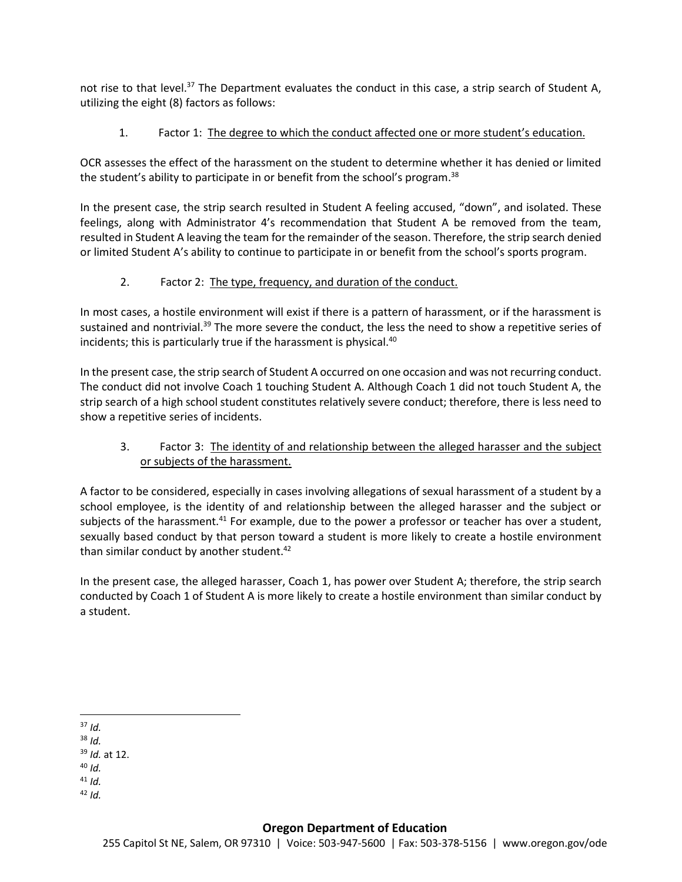not rise to that level.[37] The Department evaluates the conduct in this case, a strip search of Student A, utilizing the eight (8) factors as follows:

1. Factor 1: The degree to which the conduct affected one or more student's education.

OCR assesses the effect of the harassment on the student to determine whether it has denied or limited the student's ability to participate in or benefit from the school's program.[38]

In the present case, the strip search resulted in Student A feeling accused, "down", and isolated. These feelings, along with Administrator 4's recommendation that Student A be removed from the team, resulted in Student A leaving the team for the remainder of the season. Therefore, the strip search denied or limited Student A's ability to continue to participate in or benefit from the school's sports program.

2. Factor 2: The type, frequency, and duration of the conduct.

In most cases, a hostile environment will exist if there is a pattern of harassment, or if the harassment is sustained and nontrivial.[39] The more severe the conduct, the less the need to show a repetitive series of incidents; this is particularly true if the harassment is physical.[40]

In the present case, the strip search of Student A occurred on one occasion and was not recurring conduct. The conduct did not involve Coach 1 touching Student A. Although Coach 1 did not touch Student A, the strip search of a high school student constitutes relatively severe conduct; therefore, there is less need to show a repetitive series of incidents.

3. Factor 3: The identity of and relationship between the alleged harasser and the subject or subjects of the harassment.

A factor to be considered, especially in cases involving allegations of sexual harassment of a student by a school employee, is the identity of and relationship between the alleged harasser and the subject or subjects of the harassment.[41] For example, due to the power a professor or teacher has over a student, sexually based conduct by that person toward a student is more likely to create a hostile environment than similar conduct by another student.[42]

In the present case, the alleged harasser, Coach 1, has power over Student A; therefore, the strip search conducted by Coach 1 of Student A is more likely to create a hostile environment than similar conduct by a student.

---

[37] *Id.*

[38] *Id.*

[39] *Id.* at 12.

[40] *Id.*

[41] *Id.*

[42] *Id.*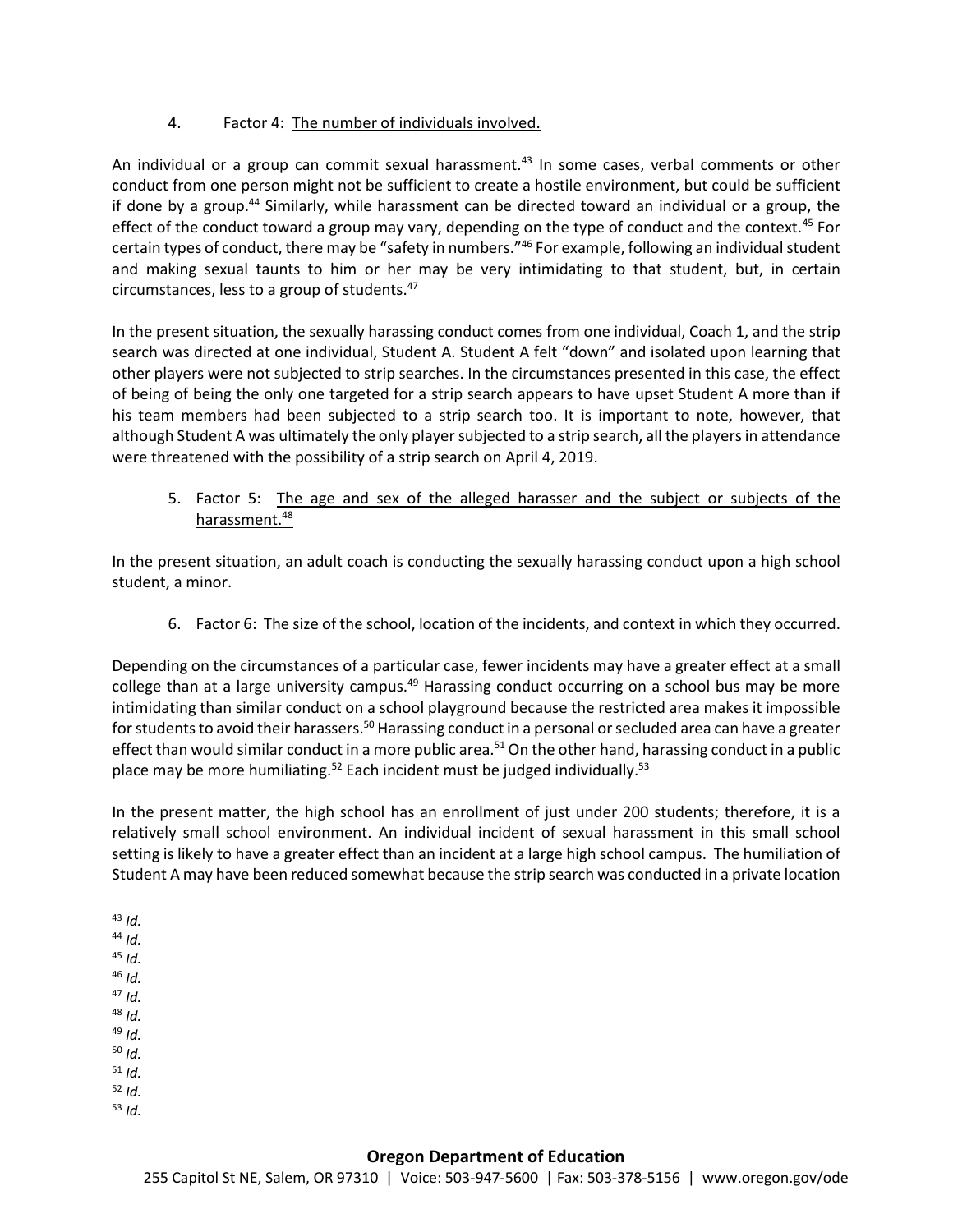4. Factor 4: The number of individuals involved.

An individual or a group can commit sexual harassment.[43] In some cases, verbal comments or other conduct from one person might not be sufficient to create a hostile environment, but could be sufficient if done by a group.[44] Similarly, while harassment can be directed toward an individual or a group, the effect of the conduct toward a group may vary, depending on the type of conduct and the context.[45] For certain types of conduct, there may be "safety in numbers."[46] For example, following an individual student and making sexual taunts to him or her may be very intimidating to that student, but, in certain circumstances, less to a group of students.[47]

In the present situation, the sexually harassing conduct comes from one individual, Coach 1, and the strip search was directed at one individual, Student A. Student A felt "down" and isolated upon learning that other players were not subjected to strip searches. In the circumstances presented in this case, the effect of being of being the only one targeted for a strip search appears to have upset Student A more than if his team members had been subjected to a strip search too. It is important to note, however, that although Student A was ultimately the only player subjected to a strip search, all the players in attendance were threatened with the possibility of a strip search on April 4, 2019.

5. Factor 5: The age and sex of the alleged harasser and the subject or subjects of the harassment.[48]

In the present situation, an adult coach is conducting the sexually harassing conduct upon a high school student, a minor.

6. Factor 6: The size of the school, location of the incidents, and context in which they occurred.

Depending on the circumstances of a particular case, fewer incidents may have a greater effect at a small college than at a large university campus.[49] Harassing conduct occurring on a school bus may be more intimidating than similar conduct on a school playground because the restricted area makes it impossible for students to avoid their harassers.[50] Harassing conduct in a personal or secluded area can have a greater effect than would similar conduct in a more public area.[51] On the other hand, harassing conduct in a public place may be more humiliating.[52] Each incident must be judged individually.[53]

In the present matter, the high school has an enrollment of just under 200 students; therefore, it is a relatively small school environment. An individual incident of sexual harassment in this small school setting is likely to have a greater effect than an incident at a large high school campus. The humiliation of Student A may have been reduced somewhat because the strip search was conducted in a private location

---

[43] *Id.*
[44] *Id.*
[45] *Id.*
[46] *Id.*
[47] *Id.*
[48] *Id.*
[49] *Id.*
[50] *Id.*
[51] *Id.*
[52] *Id.*
[53] *Id.*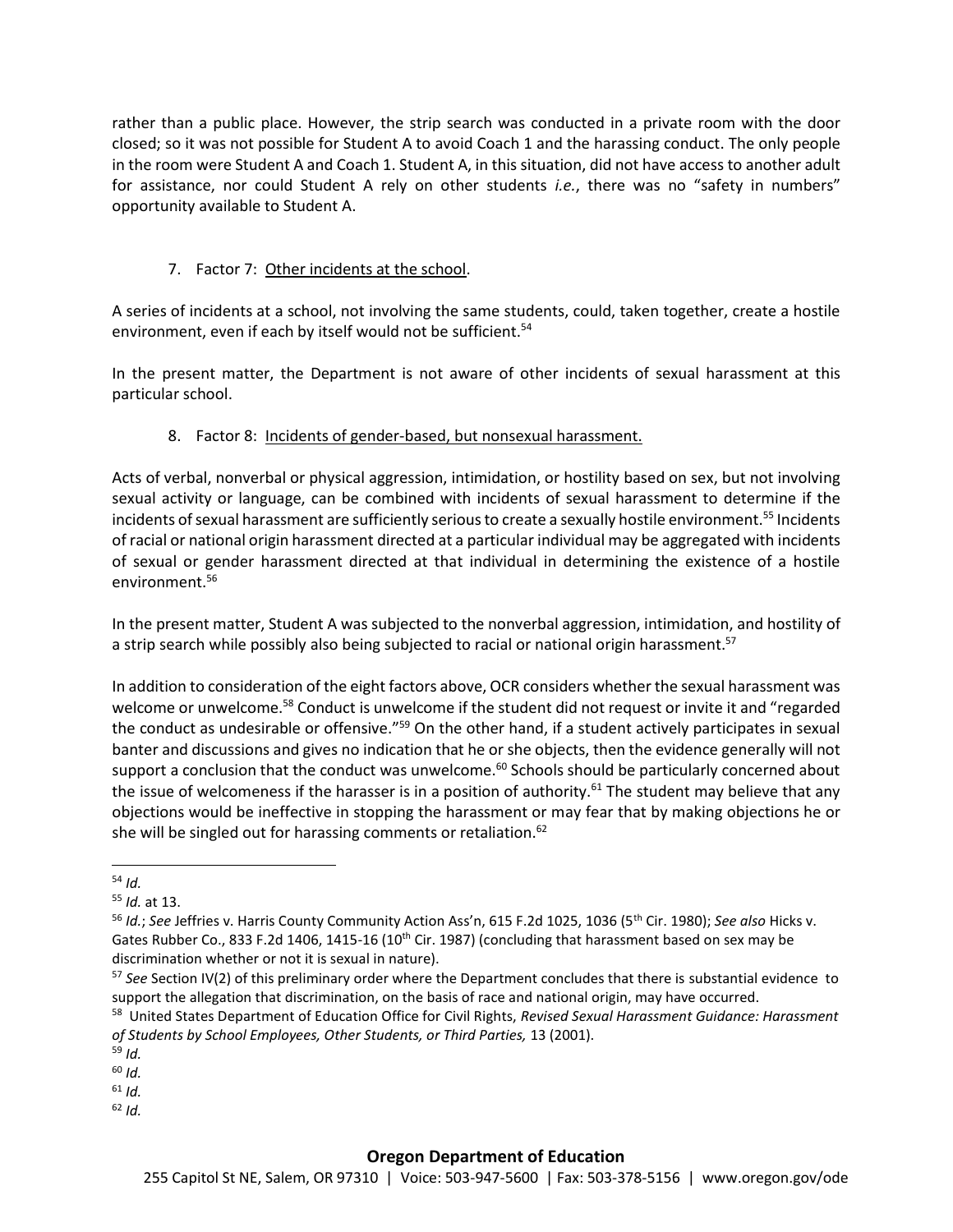rather than a public place. However, the strip search was conducted in a private room with the door closed; so it was not possible for Student A to avoid Coach 1 and the harassing conduct. The only people in the room were Student A and Coach 1. Student A, in this situation, did not have access to another adult for assistance, nor could Student A rely on other students *i.e.*, there was no "safety in numbers" opportunity available to Student A.

7. Factor 7: <u>Other incidents at the school</u>.

A series of incidents at a school, not involving the same students, could, taken together, create a hostile environment, even if each by itself would not be sufficient.[54]

In the present matter, the Department is not aware of other incidents of sexual harassment at this particular school.

8. Factor 8: <u>Incidents of gender-based, but nonsexual harassment.</u>

Acts of verbal, nonverbal or physical aggression, intimidation, or hostility based on sex, but not involving sexual activity or language, can be combined with incidents of sexual harassment to determine if the incidents of sexual harassment are sufficiently serious to create a sexually hostile environment.[55] Incidents of racial or national origin harassment directed at a particular individual may be aggregated with incidents of sexual or gender harassment directed at that individual in determining the existence of a hostile environment.[56]

In the present matter, Student A was subjected to the nonverbal aggression, intimidation, and hostility of a strip search while possibly also being subjected to racial or national origin harassment.[57]

In addition to consideration of the eight factors above, OCR considers whether the sexual harassment was welcome or unwelcome.[58] Conduct is unwelcome if the student did not request or invite it and "regarded the conduct as undesirable or offensive."[59] On the other hand, if a student actively participates in sexual banter and discussions and gives no indication that he or she objects, then the evidence generally will not support a conclusion that the conduct was unwelcome.[60] Schools should be particularly concerned about the issue of welcomeness if the harasser is in a position of authority.[61] The student may believe that any objections would be ineffective in stopping the harassment or may fear that by making objections he or she will be singled out for harassing comments or retaliation.[62]

---

[54] *Id.*

[55] *Id.* at 13.

[56] *Id.*; *See* Jeffries v. Harris County Community Action Ass'n, 615 F.2d 1025, 1036 (5th Cir. 1980); *See also* Hicks v. Gates Rubber Co., 833 F.2d 1406, 1415-16 (10th Cir. 1987) (concluding that harassment based on sex may be discrimination whether or not it is sexual in nature).

[57] *See* Section IV(2) of this preliminary order where the Department concludes that there is substantial evidence to support the allegation that discrimination, on the basis of race and national origin, may have occurred.

[58] United States Department of Education Office for Civil Rights, *Revised Sexual Harassment Guidance: Harassment of Students by School Employees, Other Students, or Third Parties,* 13 (2001).

[59] *Id.*

[60] *Id.*

[61] *Id.*

[62] *Id.*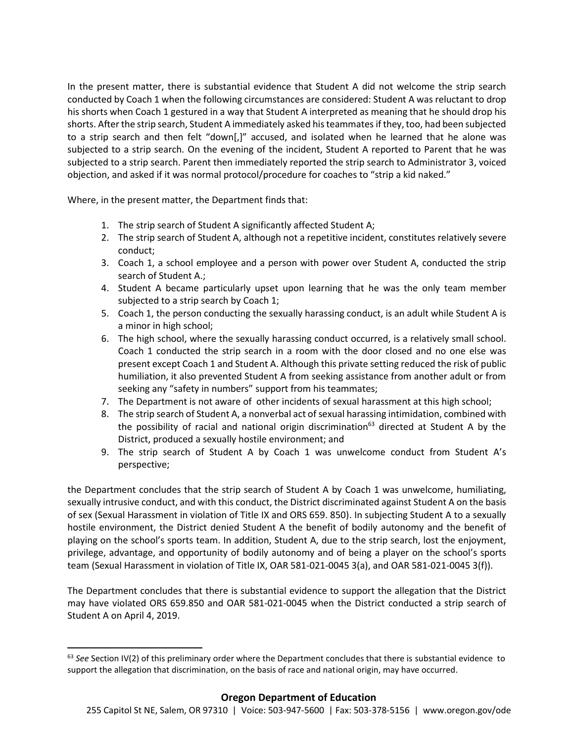In the present matter, there is substantial evidence that Student A did not welcome the strip search conducted by Coach 1 when the following circumstances are considered: Student A was reluctant to drop his shorts when Coach 1 gestured in a way that Student A interpreted as meaning that he should drop his shorts. After the strip search, Student A immediately asked his teammates if they, too, had been subjected to a strip search and then felt "down[,]" accused, and isolated when he learned that he alone was subjected to a strip search. On the evening of the incident, Student A reported to Parent that he was subjected to a strip search. Parent then immediately reported the strip search to Administrator 3, voiced objection, and asked if it was normal protocol/procedure for coaches to "strip a kid naked."

Where, in the present matter, the Department finds that:

1. The strip search of Student A significantly affected Student A;
2. The strip search of Student A, although not a repetitive incident, constitutes relatively severe conduct;
3. Coach 1, a school employee and a person with power over Student A, conducted the strip search of Student A.;
4. Student A became particularly upset upon learning that he was the only team member subjected to a strip search by Coach 1;
5. Coach 1, the person conducting the sexually harassing conduct, is an adult while Student A is a minor in high school;
6. The high school, where the sexually harassing conduct occurred, is a relatively small school. Coach 1 conducted the strip search in a room with the door closed and no one else was present except Coach 1 and Student A. Although this private setting reduced the risk of public humiliation, it also prevented Student A from seeking assistance from another adult or from seeking any "safety in numbers" support from his teammates;
7. The Department is not aware of other incidents of sexual harassment at this high school;
8. The strip search of Student A, a nonverbal act of sexual harassing intimidation, combined with the possibility of racial and national origin discrimination[63] directed at Student A by the District, produced a sexually hostile environment; and
9. The strip search of Student A by Coach 1 was unwelcome conduct from Student A's perspective;

the Department concludes that the strip search of Student A by Coach 1 was unwelcome, humiliating, sexually intrusive conduct, and with this conduct, the District discriminated against Student A on the basis of sex (Sexual Harassment in violation of Title IX and ORS 659. 850). In subjecting Student A to a sexually hostile environment, the District denied Student A the benefit of bodily autonomy and the benefit of playing on the school's sports team. In addition, Student A, due to the strip search, lost the enjoyment, privilege, advantage, and opportunity of bodily autonomy and of being a player on the school's sports team (Sexual Harassment in violation of Title IX, OAR 581-021-0045 3(a), and OAR 581-021-0045 3(f)).

The Department concludes that there is substantial evidence to support the allegation that the District may have violated ORS 659.850 and OAR 581-021-0045 when the District conducted a strip search of Student A on April 4, 2019.

---

[63] *See* Section IV(2) of this preliminary order where the Department concludes that there is substantial evidence to support the allegation that discrimination, on the basis of race and national origin, may have occurred.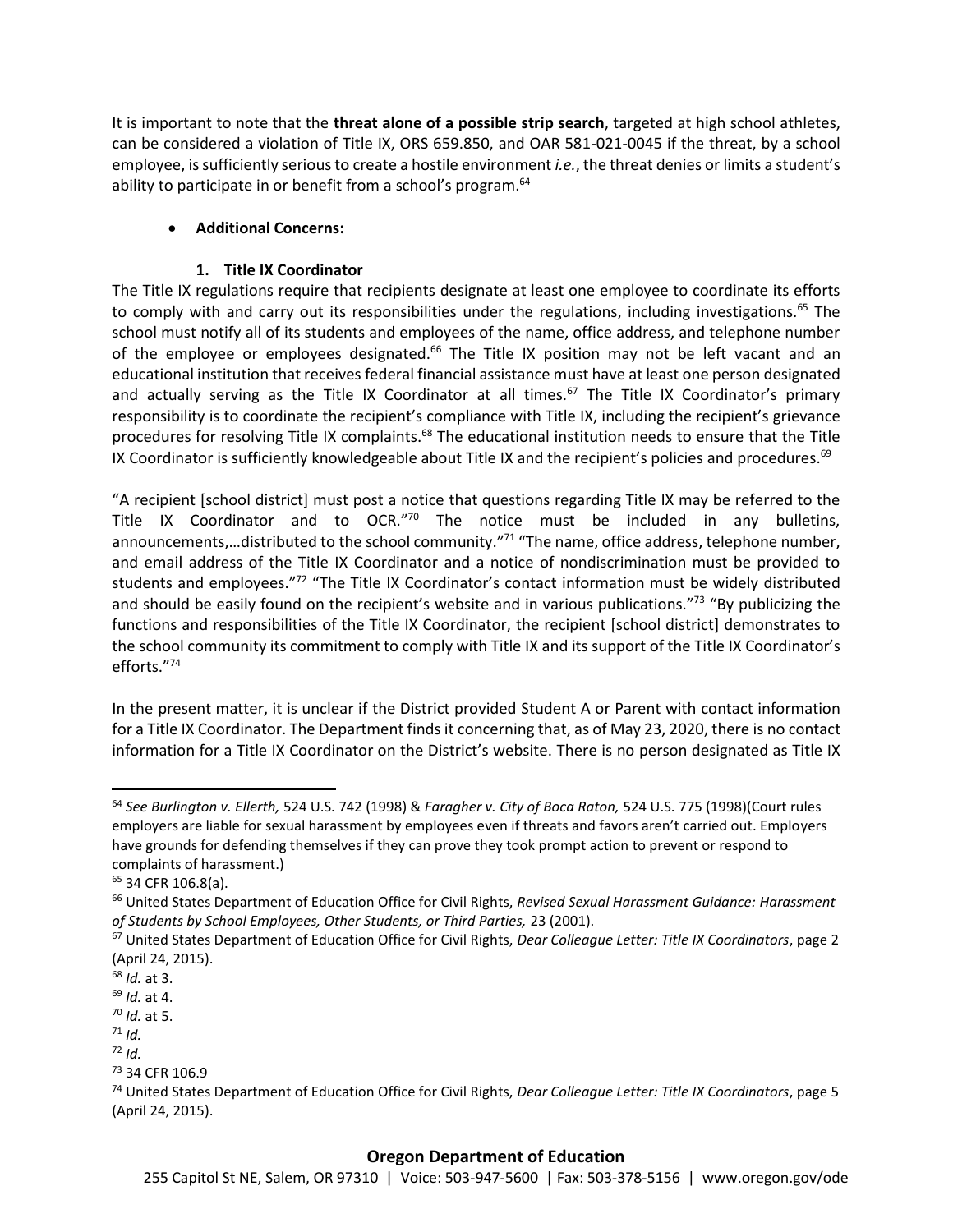It is important to note that the **threat alone of a possible strip search**, targeted at high school athletes, can be considered a violation of Title IX, ORS 659.850, and OAR 581-021-0045 if the threat, by a school employee, is sufficiently serious to create a hostile environment *i.e.*, the threat denies or limits a student's ability to participate in or benefit from a school's program.[64]

- **Additional Concerns:**

**1. Title IX Coordinator**

The Title IX regulations require that recipients designate at least one employee to coordinate its efforts to comply with and carry out its responsibilities under the regulations, including investigations.[65] The school must notify all of its students and employees of the name, office address, and telephone number of the employee or employees designated.[66] The Title IX position may not be left vacant and an educational institution that receives federal financial assistance must have at least one person designated and actually serving as the Title IX Coordinator at all times.[67] The Title IX Coordinator's primary responsibility is to coordinate the recipient's compliance with Title IX, including the recipient's grievance procedures for resolving Title IX complaints.[68] The educational institution needs to ensure that the Title IX Coordinator is sufficiently knowledgeable about Title IX and the recipient's policies and procedures.[69]

"A recipient [school district] must post a notice that questions regarding Title IX may be referred to the Title IX Coordinator and to OCR."[70] The notice must be included in any bulletins, announcements,…distributed to the school community."[71] "The name, office address, telephone number, and email address of the Title IX Coordinator and a notice of nondiscrimination must be provided to students and employees."[72] "The Title IX Coordinator's contact information must be widely distributed and should be easily found on the recipient's website and in various publications."[73] "By publicizing the functions and responsibilities of the Title IX Coordinator, the recipient [school district] demonstrates to the school community its commitment to comply with Title IX and its support of the Title IX Coordinator's efforts."[74]

In the present matter, it is unclear if the District provided Student A or Parent with contact information for a Title IX Coordinator. The Department finds it concerning that, as of May 23, 2020, there is no contact information for a Title IX Coordinator on the District's website. There is no person designated as Title IX

---

[64] *See Burlington v. Ellerth,* 524 U.S. 742 (1998) & *Faragher v. City of Boca Raton,* 524 U.S. 775 (1998)(Court rules employers are liable for sexual harassment by employees even if threats and favors aren't carried out. Employers have grounds for defending themselves if they can prove they took prompt action to prevent or respond to complaints of harassment.)

[65] 34 CFR 106.8(a).

[66] United States Department of Education Office for Civil Rights, *Revised Sexual Harassment Guidance: Harassment of Students by School Employees, Other Students, or Third Parties,* 23 (2001).

[67] United States Department of Education Office for Civil Rights, *Dear Colleague Letter: Title IX Coordinators*, page 2 (April 24, 2015).

[68] *Id.* at 3.

[69] *Id.* at 4.

[70] *Id.* at 5.

[71] *Id.*

[72] *Id.*

[73] 34 CFR 106.9

[74] United States Department of Education Office for Civil Rights, *Dear Colleague Letter: Title IX Coordinators*, page 5 (April 24, 2015).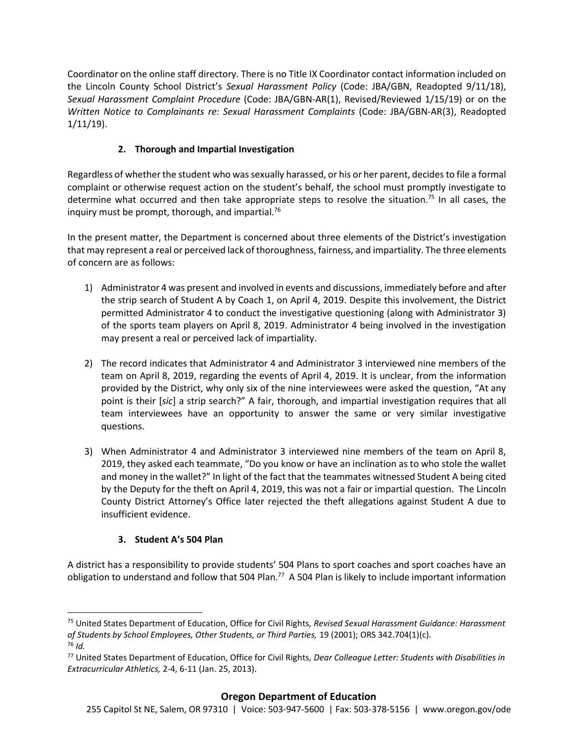Coordinator on the online staff directory. There is no Title IX Coordinator contact information included on the Lincoln County School District's *Sexual Harassment Policy* (Code: JBA/GBN, Readopted 9/11/18), *Sexual Harassment Complaint Procedure* (Code: JBA/GBN-AR(1), Revised/Reviewed 1/15/19) or on the *Written Notice to Complainants re: Sexual Harassment Complaints* (Code: JBA/GBN-AR(3), Readopted 1/11/19).

### 2. Thorough and Impartial Investigation

Regardless of whether the student who was sexually harassed, or his or her parent, decides to file a formal complaint or otherwise request action on the student's behalf, the school must promptly investigate to determine what occurred and then take appropriate steps to resolve the situation.[75] In all cases, the inquiry must be prompt, thorough, and impartial.[76]

In the present matter, the Department is concerned about three elements of the District's investigation that may represent a real or perceived lack of thoroughness, fairness, and impartiality. The three elements of concern are as follows:

1) Administrator 4 was present and involved in events and discussions, immediately before and after the strip search of Student A by Coach 1, on April 4, 2019. Despite this involvement, the District permitted Administrator 4 to conduct the investigative questioning (along with Administrator 3) of the sports team players on April 8, 2019. Administrator 4 being involved in the investigation may present a real or perceived lack of impartiality.

2) The record indicates that Administrator 4 and Administrator 3 interviewed nine members of the team on April 8, 2019, regarding the events of April 4, 2019. It is unclear, from the information provided by the District, why only six of the nine interviewees were asked the question, "At any point is their [*sic*] a strip search?" A fair, thorough, and impartial investigation requires that all team interviewees have an opportunity to answer the same or very similar investigative questions.

3) When Administrator 4 and Administrator 3 interviewed nine members of the team on April 8, 2019, they asked each teammate, "Do you know or have an inclination as to who stole the wallet and money in the wallet?" In light of the fact that the teammates witnessed Student A being cited by the Deputy for the theft on April 4, 2019, this was not a fair or impartial question. The Lincoln County District Attorney's Office later rejected the theft allegations against Student A due to insufficient evidence.

### 3. Student A's 504 Plan

A district has a responsibility to provide students' 504 Plans to sport coaches and sport coaches have an obligation to understand and follow that 504 Plan.[77] A 504 Plan is likely to include important information

---

[75] United States Department of Education, Office for Civil Rights, *Revised Sexual Harassment Guidance: Harassment of Students by School Employees, Other Students, or Third Parties,* 19 (2001); ORS 342.704(1)(c).

[76] *Id.*

[77] United States Department of Education, Office for Civil Rights, *Dear Colleague Letter: Students with Disabilities in Extracurricular Athletics,* 2-4, 6-11 (Jan. 25, 2013).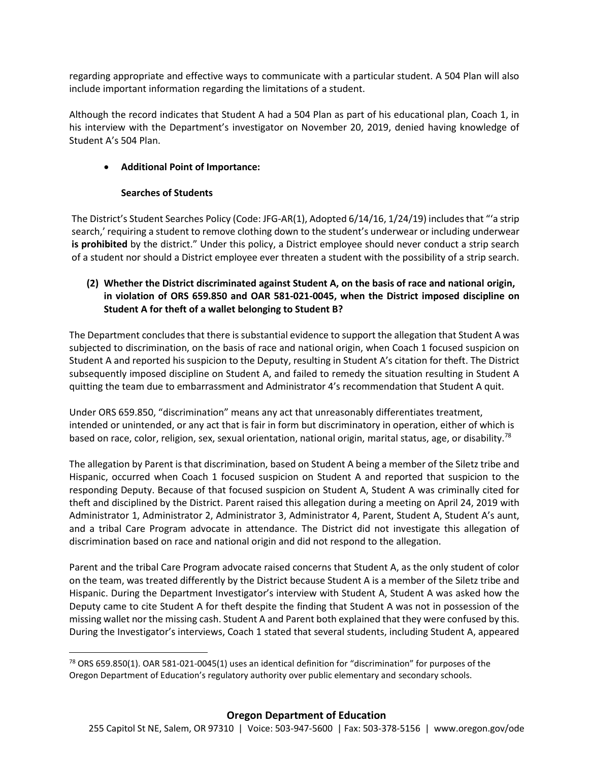regarding appropriate and effective ways to communicate with a particular student. A 504 Plan will also include important information regarding the limitations of a student.

Although the record indicates that Student A had a 504 Plan as part of his educational plan, Coach 1, in his interview with the Department's investigator on November 20, 2019, denied having knowledge of Student A's 504 Plan.

- **Additional Point of Importance:**

  **Searches of Students**

The District's Student Searches Policy (Code: JFG-AR(1), Adopted 6/14/16, 1/24/19) includes that "'a strip search,' requiring a student to remove clothing down to the student's underwear or including underwear **is prohibited** by the district." Under this policy, a District employee should never conduct a strip search of a student nor should a District employee ever threaten a student with the possibility of a strip search.

**(2) Whether the District discriminated against Student A, on the basis of race and national origin, in violation of ORS 659.850 and OAR 581-021-0045, when the District imposed discipline on Student A for theft of a wallet belonging to Student B?**

The Department concludes that there is substantial evidence to support the allegation that Student A was subjected to discrimination, on the basis of race and national origin, when Coach 1 focused suspicion on Student A and reported his suspicion to the Deputy, resulting in Student A's citation for theft. The District subsequently imposed discipline on Student A, and failed to remedy the situation resulting in Student A quitting the team due to embarrassment and Administrator 4's recommendation that Student A quit.

Under ORS 659.850, "discrimination" means any act that unreasonably differentiates treatment, intended or unintended, or any act that is fair in form but discriminatory in operation, either of which is based on race, color, religion, sex, sexual orientation, national origin, marital status, age, or disability.[78]

The allegation by Parent is that discrimination, based on Student A being a member of the Siletz tribe and Hispanic, occurred when Coach 1 focused suspicion on Student A and reported that suspicion to the responding Deputy. Because of that focused suspicion on Student A, Student A was criminally cited for theft and disciplined by the District. Parent raised this allegation during a meeting on April 24, 2019 with Administrator 1, Administrator 2, Administrator 3, Administrator 4, Parent, Student A, Student A's aunt, and a tribal Care Program advocate in attendance. The District did not investigate this allegation of discrimination based on race and national origin and did not respond to the allegation.

Parent and the tribal Care Program advocate raised concerns that Student A, as the only student of color on the team, was treated differently by the District because Student A is a member of the Siletz tribe and Hispanic. During the Department Investigator's interview with Student A, Student A was asked how the Deputy came to cite Student A for theft despite the finding that Student A was not in possession of the missing wallet nor the missing cash. Student A and Parent both explained that they were confused by this. During the Investigator's interviews, Coach 1 stated that several students, including Student A, appeared

---

[78] ORS 659.850(1). OAR 581-021-0045(1) uses an identical definition for "discrimination" for purposes of the Oregon Department of Education's regulatory authority over public elementary and secondary schools.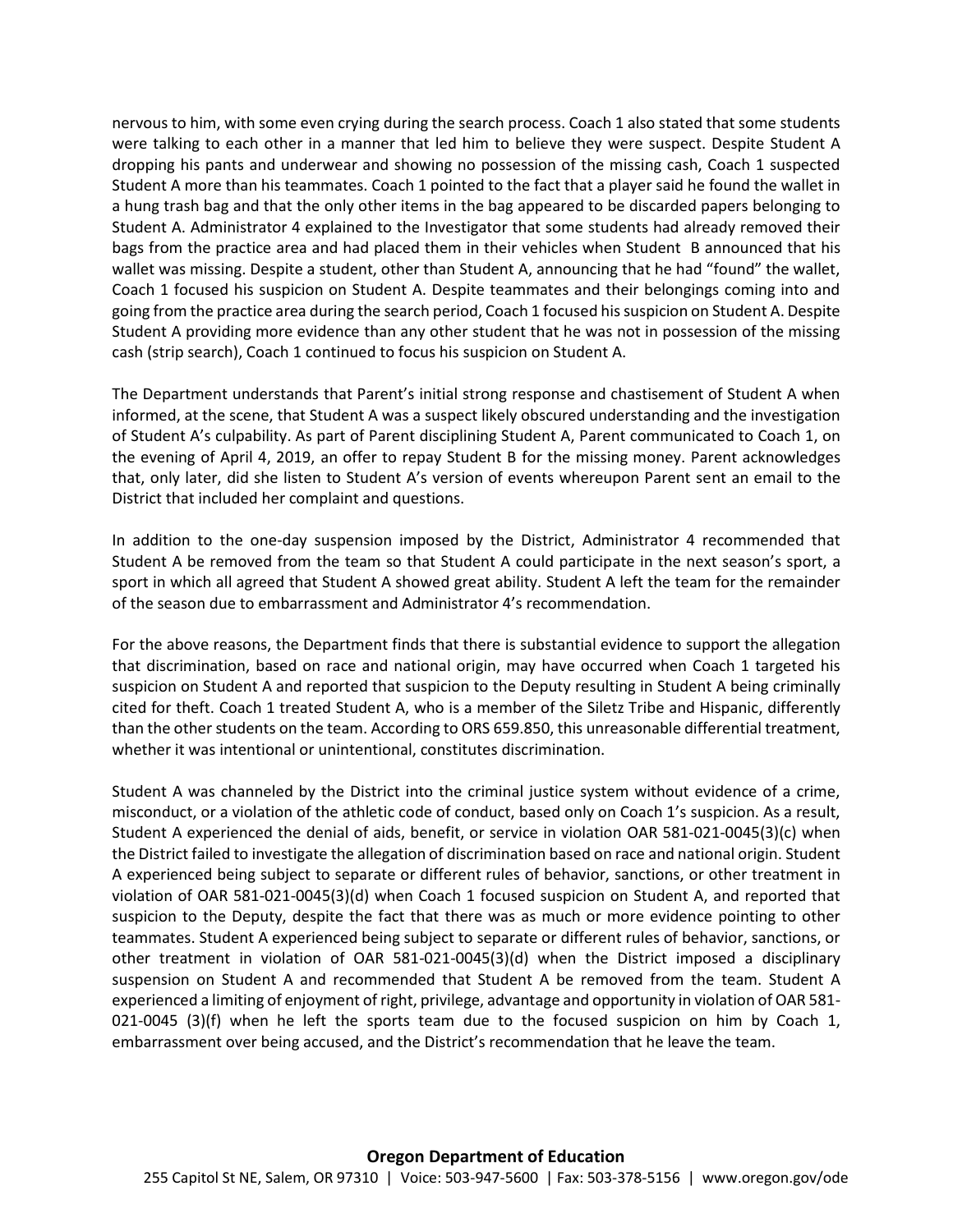nervous to him, with some even crying during the search process. Coach 1 also stated that some students were talking to each other in a manner that led him to believe they were suspect. Despite Student A dropping his pants and underwear and showing no possession of the missing cash, Coach 1 suspected Student A more than his teammates. Coach 1 pointed to the fact that a player said he found the wallet in a hung trash bag and that the only other items in the bag appeared to be discarded papers belonging to Student A. Administrator 4 explained to the Investigator that some students had already removed their bags from the practice area and had placed them in their vehicles when Student B announced that his wallet was missing. Despite a student, other than Student A, announcing that he had "found" the wallet, Coach 1 focused his suspicion on Student A. Despite teammates and their belongings coming into and going from the practice area during the search period, Coach 1 focused his suspicion on Student A. Despite Student A providing more evidence than any other student that he was not in possession of the missing cash (strip search), Coach 1 continued to focus his suspicion on Student A.

The Department understands that Parent's initial strong response and chastisement of Student A when informed, at the scene, that Student A was a suspect likely obscured understanding and the investigation of Student A's culpability. As part of Parent disciplining Student A, Parent communicated to Coach 1, on the evening of April 4, 2019, an offer to repay Student B for the missing money. Parent acknowledges that, only later, did she listen to Student A's version of events whereupon Parent sent an email to the District that included her complaint and questions.

In addition to the one-day suspension imposed by the District, Administrator 4 recommended that Student A be removed from the team so that Student A could participate in the next season's sport, a sport in which all agreed that Student A showed great ability. Student A left the team for the remainder of the season due to embarrassment and Administrator 4's recommendation.

For the above reasons, the Department finds that there is substantial evidence to support the allegation that discrimination, based on race and national origin, may have occurred when Coach 1 targeted his suspicion on Student A and reported that suspicion to the Deputy resulting in Student A being criminally cited for theft. Coach 1 treated Student A, who is a member of the Siletz Tribe and Hispanic, differently than the other students on the team. According to ORS 659.850, this unreasonable differential treatment, whether it was intentional or unintentional, constitutes discrimination.

Student A was channeled by the District into the criminal justice system without evidence of a crime, misconduct, or a violation of the athletic code of conduct, based only on Coach 1's suspicion. As a result, Student A experienced the denial of aids, benefit, or service in violation OAR 581-021-0045(3)(c) when the District failed to investigate the allegation of discrimination based on race and national origin. Student A experienced being subject to separate or different rules of behavior, sanctions, or other treatment in violation of OAR 581-021-0045(3)(d) when Coach 1 focused suspicion on Student A, and reported that suspicion to the Deputy, despite the fact that there was as much or more evidence pointing to other teammates. Student A experienced being subject to separate or different rules of behavior, sanctions, or other treatment in violation of OAR 581-021-0045(3)(d) when the District imposed a disciplinary suspension on Student A and recommended that Student A be removed from the team. Student A experienced a limiting of enjoyment of right, privilege, advantage and opportunity in violation of OAR 581-021-0045 (3)(f) when he left the sports team due to the focused suspicion on him by Coach 1, embarrassment over being accused, and the District's recommendation that he leave the team.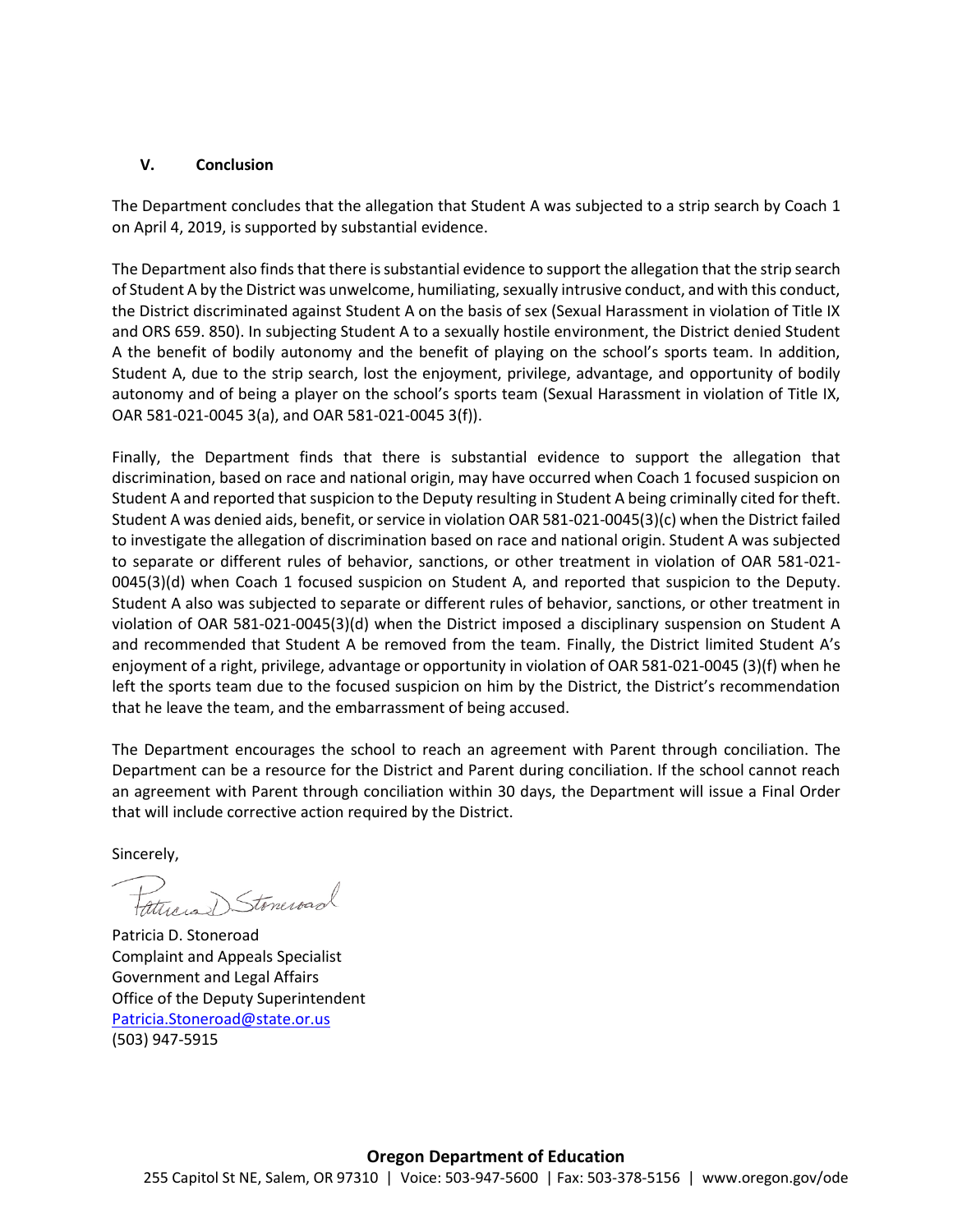## V. Conclusion

The Department concludes that the allegation that Student A was subjected to a strip search by Coach 1 on April 4, 2019, is supported by substantial evidence.

The Department also finds that there is substantial evidence to support the allegation that the strip search of Student A by the District was unwelcome, humiliating, sexually intrusive conduct, and with this conduct, the District discriminated against Student A on the basis of sex (Sexual Harassment in violation of Title IX and ORS 659. 850). In subjecting Student A to a sexually hostile environment, the District denied Student A the benefit of bodily autonomy and the benefit of playing on the school's sports team. In addition, Student A, due to the strip search, lost the enjoyment, privilege, advantage, and opportunity of bodily autonomy and of being a player on the school's sports team (Sexual Harassment in violation of Title IX, OAR 581-021-0045 3(a), and OAR 581-021-0045 3(f)).

Finally, the Department finds that there is substantial evidence to support the allegation that discrimination, based on race and national origin, may have occurred when Coach 1 focused suspicion on Student A and reported that suspicion to the Deputy resulting in Student A being criminally cited for theft. Student A was denied aids, benefit, or service in violation OAR 581-021-0045(3)(c) when the District failed to investigate the allegation of discrimination based on race and national origin. Student A was subjected to separate or different rules of behavior, sanctions, or other treatment in violation of OAR 581-021-0045(3)(d) when Coach 1 focused suspicion on Student A, and reported that suspicion to the Deputy. Student A also was subjected to separate or different rules of behavior, sanctions, or other treatment in violation of OAR 581-021-0045(3)(d) when the District imposed a disciplinary suspension on Student A and recommended that Student A be removed from the team. Finally, the District limited Student A's enjoyment of a right, privilege, advantage or opportunity in violation of OAR 581-021-0045 (3)(f) when he left the sports team due to the focused suspicion on him by the District, the District's recommendation that he leave the team, and the embarrassment of being accused.

The Department encourages the school to reach an agreement with Parent through conciliation. The Department can be a resource for the District and Parent during conciliation. If the school cannot reach an agreement with Parent through conciliation within 30 days, the Department will issue a Final Order that will include corrective action required by the District.

Sincerely,

Patricia D. Stoneroad

Patricia D. Stoneroad
Complaint and Appeals Specialist
Government and Legal Affairs
Office of the Deputy Superintendent
Patricia.Stoneroad@state.or.us
(503) 947-5915

**Oregon Department of Education**
255 Capitol St NE, Salem, OR 97310 | Voice: 503-947-5600 | Fax: 503-378-5156 | www.oregon.gov/ode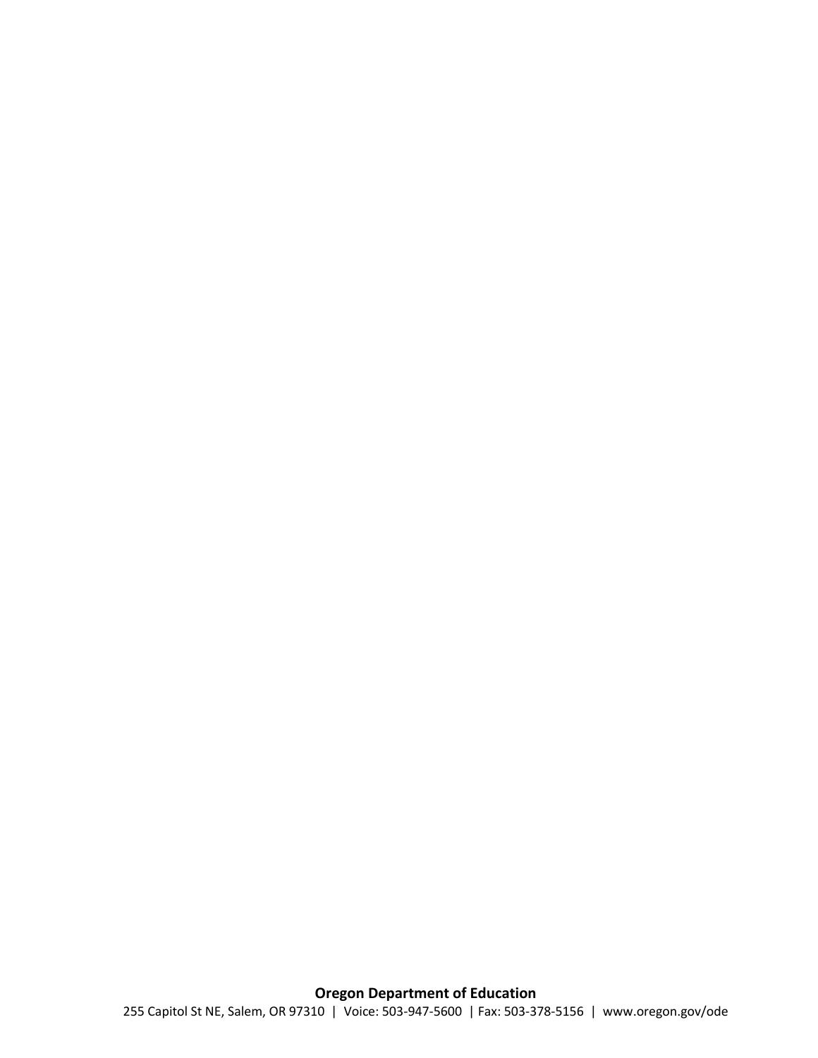**Oregon Department of Education**

255 Capitol St NE, Salem, OR 97310 | Voice: 503-947-5600 | Fax: 503-378-5156 | www.oregon.gov/ode